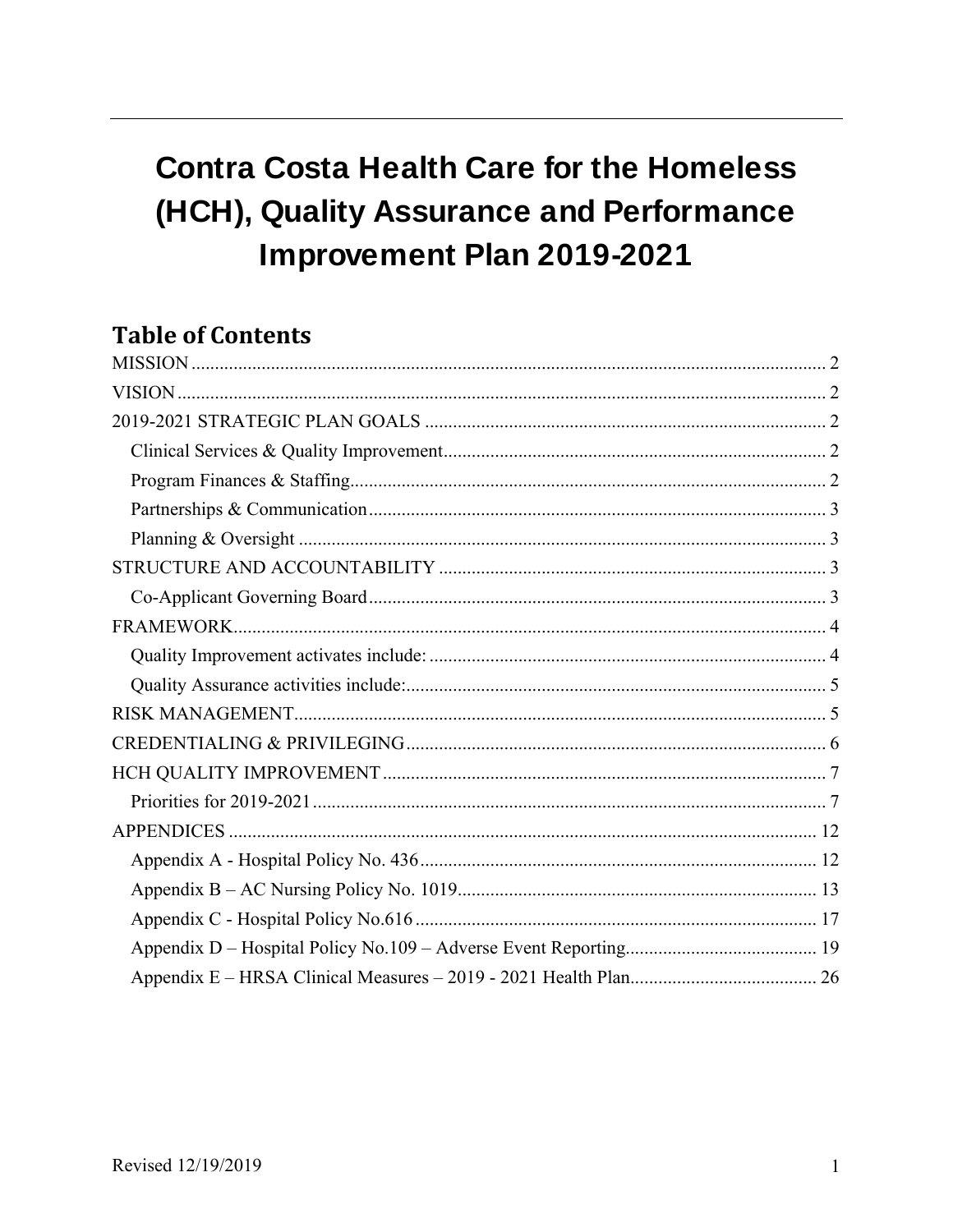# Contra Costa Health Care for the Homeless (HCH), Quality Assurance and Performance Improvement Plan 2019-2021

## Table of Contents

MISSION ... 2
VISION ... 2
2019-2021 STRATEGIC PLAN GOALS ... 2
- Clinical Services & Quality Improvement ... 2
- Program Finances & Staffing ... 2
- Partnerships & Communication ... 3
- Planning & Oversight ... 3

STRUCTURE AND ACCOUNTABILITY ... 3
- Co-Applicant Governing Board ... 3

FRAMEWORK ... 4
- Quality Improvement activates include: ... 4
- Quality Assurance activities include: ... 5

RISK MANAGEMENT ... 5
CREDENTIALING & PRIVILEGING ... 6
HCH QUALITY IMPROVEMENT ... 7
- Priorities for 2019-2021 ... 7

APPENDICES ... 12
- Appendix A - Hospital Policy No. 436 ... 12
- Appendix B – AC Nursing Policy No. 1019 ... 13
- Appendix C - Hospital Policy No.616 ... 17
- Appendix D – Hospital Policy No.109 – Adverse Event Reporting ... 19
- Appendix E – HRSA Clinical Measures – 2019 - 2021 Health Plan ... 26

Revised 12/19/2019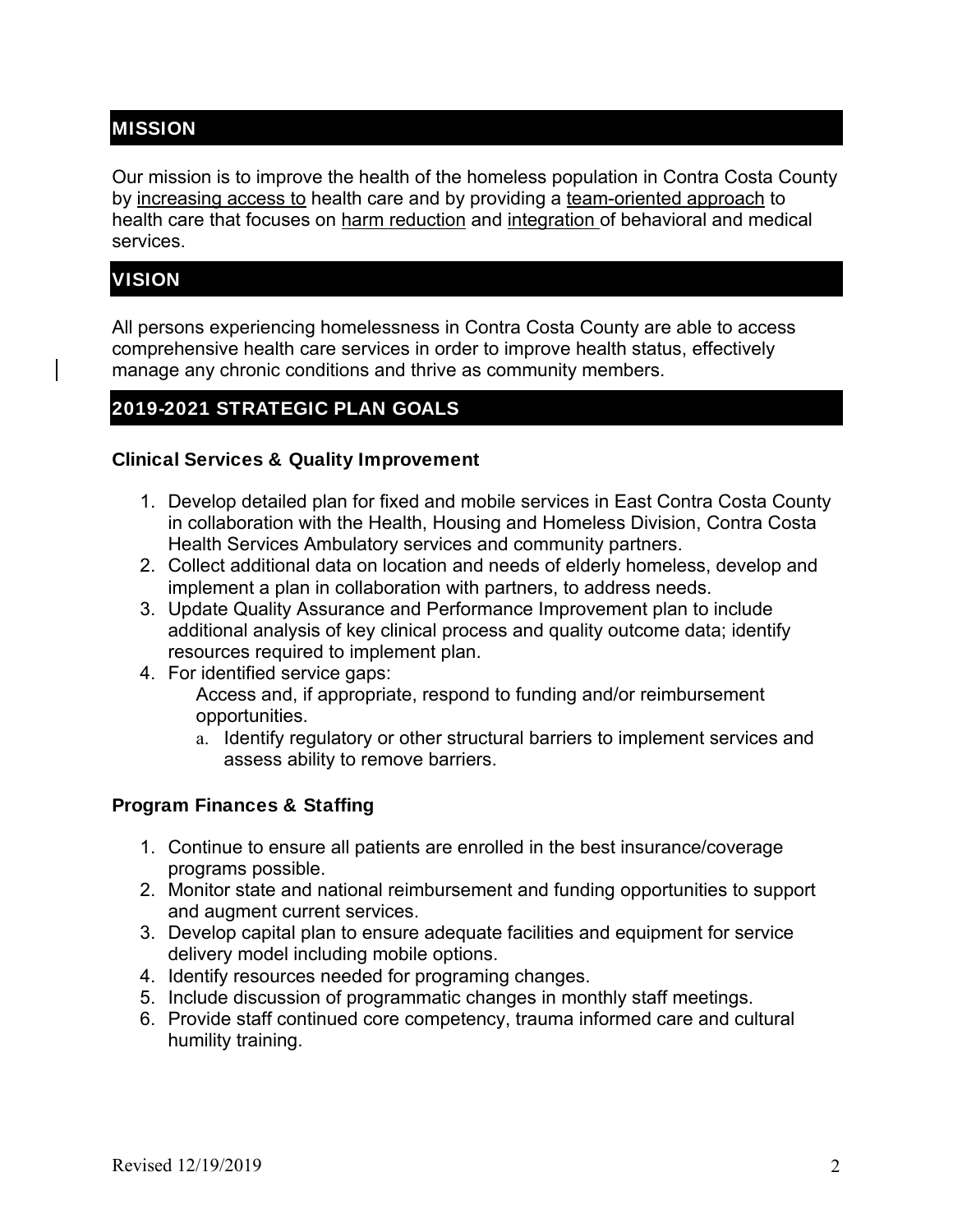## MISSION

Our mission is to improve the health of the homeless population in Contra Costa County by increasing access to health care and by providing a team-oriented approach to health care that focuses on harm reduction and integration of behavioral and medical services.

## VISION

All persons experiencing homelessness in Contra Costa County are able to access comprehensive health care services in order to improve health status, effectively manage any chronic conditions and thrive as community members.

## 2019-2021 STRATEGIC PLAN GOALS

### Clinical Services & Quality Improvement

1. Develop detailed plan for fixed and mobile services in East Contra Costa County in collaboration with the Health, Housing and Homeless Division, Contra Costa Health Services Ambulatory services and community partners.
2. Collect additional data on location and needs of elderly homeless, develop and implement a plan in collaboration with partners, to address needs.
3. Update Quality Assurance and Performance Improvement plan to include additional analysis of key clinical process and quality outcome data; identify resources required to implement plan.
4. For identified service gaps:

   Access and, if appropriate, respond to funding and/or reimbursement opportunities.

   a. Identify regulatory or other structural barriers to implement services and assess ability to remove barriers.

### Program Finances & Staffing

1. Continue to ensure all patients are enrolled in the best insurance/coverage programs possible.
2. Monitor state and national reimbursement and funding opportunities to support and augment current services.
3. Develop capital plan to ensure adequate facilities and equipment for service delivery model including mobile options.
4. Identify resources needed for programing changes.
5. Include discussion of programmatic changes in monthly staff meetings.
6. Provide staff continued core competency, trauma informed care and cultural humility training.

Revised 12/19/2019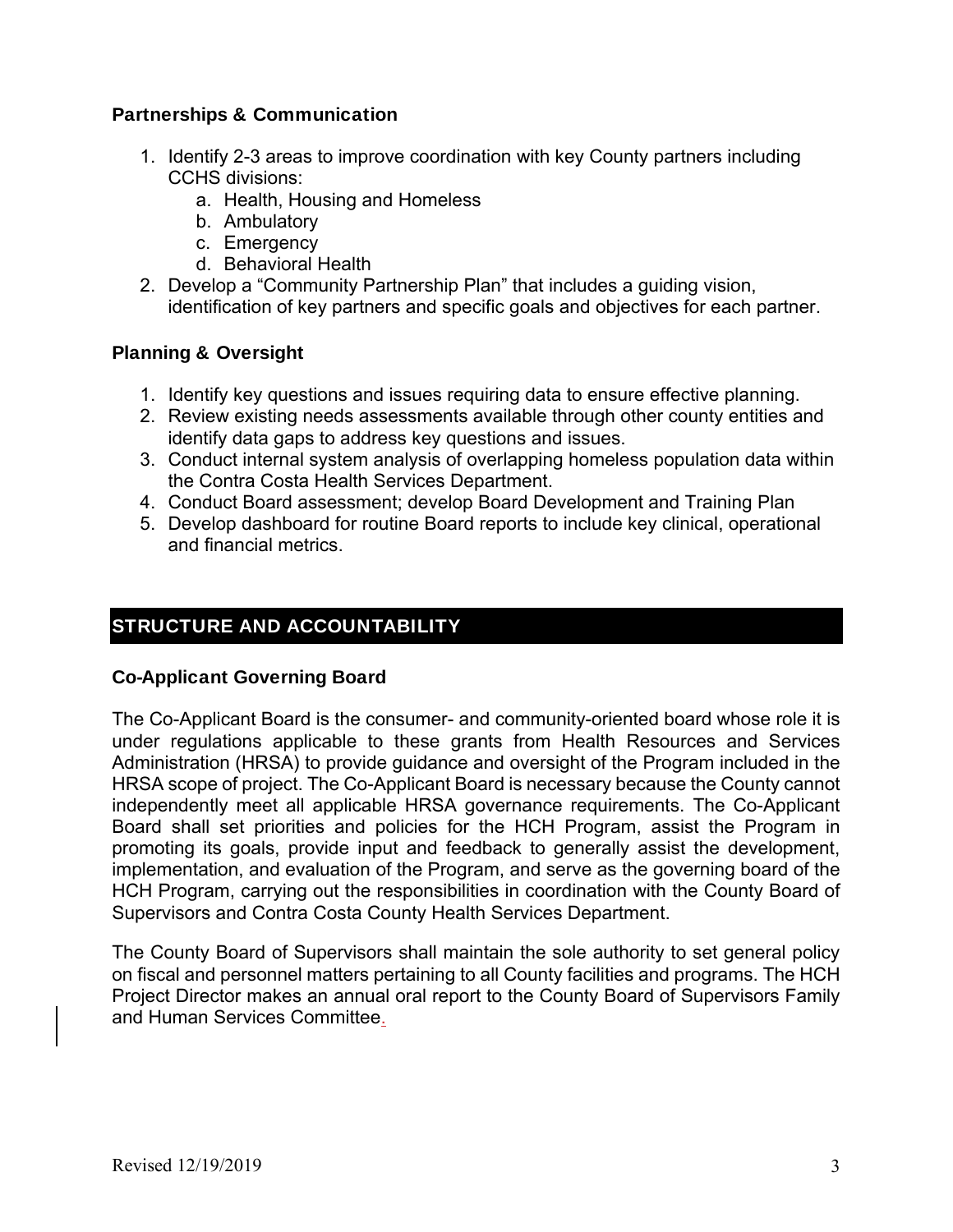### Partnerships & Communication

1. Identify 2-3 areas to improve coordination with key County partners including CCHS divisions:
   a. Health, Housing and Homeless
   b. Ambulatory
   c. Emergency
   d. Behavioral Health
2. Develop a "Community Partnership Plan" that includes a guiding vision, identification of key partners and specific goals and objectives for each partner.

### Planning & Oversight

1. Identify key questions and issues requiring data to ensure effective planning.
2. Review existing needs assessments available through other county entities and identify data gaps to address key questions and issues.
3. Conduct internal system analysis of overlapping homeless population data within the Contra Costa Health Services Department.
4. Conduct Board assessment; develop Board Development and Training Plan
5. Develop dashboard for routine Board reports to include key clinical, operational and financial metrics.

## STRUCTURE AND ACCOUNTABILITY

### Co-Applicant Governing Board

The Co-Applicant Board is the consumer- and community-oriented board whose role it is under regulations applicable to these grants from Health Resources and Services Administration (HRSA) to provide guidance and oversight of the Program included in the HRSA scope of project. The Co-Applicant Board is necessary because the County cannot independently meet all applicable HRSA governance requirements. The Co-Applicant Board shall set priorities and policies for the HCH Program, assist the Program in promoting its goals, provide input and feedback to generally assist the development, implementation, and evaluation of the Program, and serve as the governing board of the HCH Program, carrying out the responsibilities in coordination with the County Board of Supervisors and Contra Costa County Health Services Department.

The County Board of Supervisors shall maintain the sole authority to set general policy on fiscal and personnel matters pertaining to all County facilities and programs. The HCH Project Director makes an annual oral report to the County Board of Supervisors Family and Human Services Committee.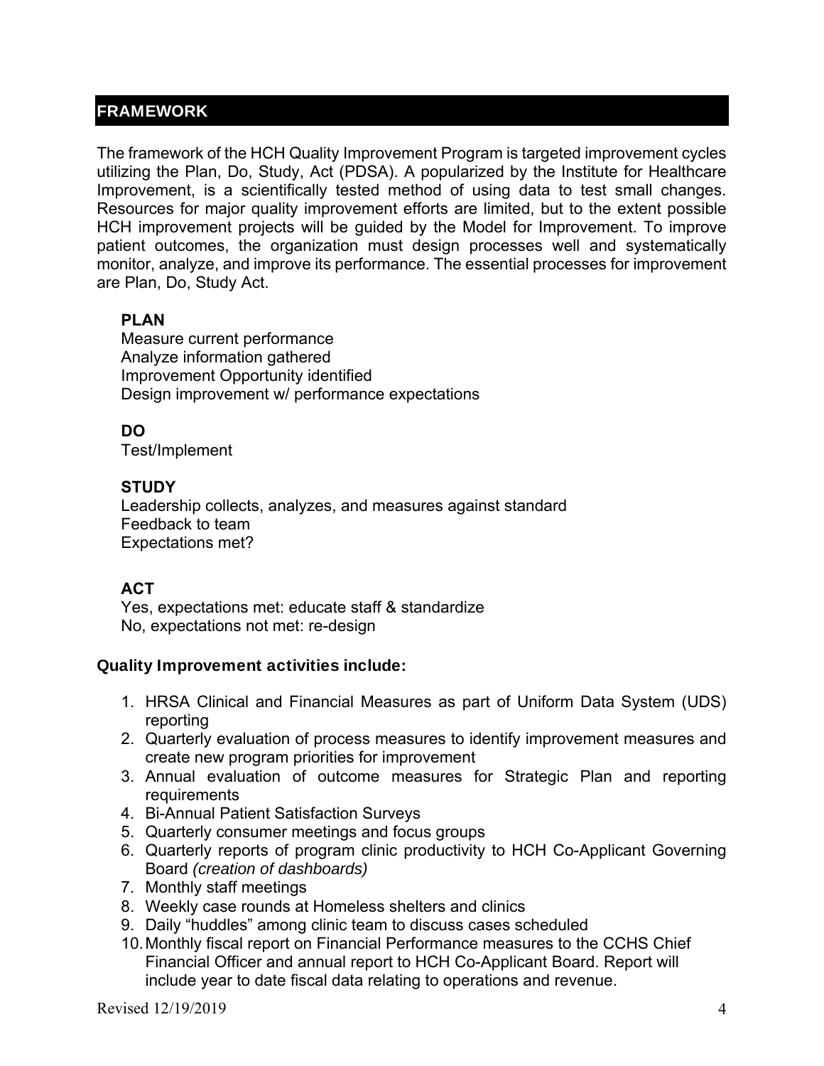## FRAMEWORK

The framework of the HCH Quality Improvement Program is targeted improvement cycles utilizing the Plan, Do, Study, Act (PDSA). A popularized by the Institute for Healthcare Improvement, is a scientifically tested method of using data to test small changes. Resources for major quality improvement efforts are limited, but to the extent possible HCH improvement projects will be guided by the Model for Improvement. To improve patient outcomes, the organization must design processes well and systematically monitor, analyze, and improve its performance. The essential processes for improvement are Plan, Do, Study Act.

**PLAN**
Measure current performance
Analyze information gathered
Improvement Opportunity identified
Design improvement w/ performance expectations

**DO**
Test/Implement

**STUDY**
Leadership collects, analyzes, and measures against standard
Feedback to team
Expectations met?

**ACT**
Yes, expectations met: educate staff & standardize
No, expectations not met: re-design

**Quality Improvement activities include:**

1. HRSA Clinical and Financial Measures as part of Uniform Data System (UDS) reporting
2. Quarterly evaluation of process measures to identify improvement measures and create new program priorities for improvement
3. Annual evaluation of outcome measures for Strategic Plan and reporting requirements
4. Bi-Annual Patient Satisfaction Surveys
5. Quarterly consumer meetings and focus groups
6. Quarterly reports of program clinic productivity to HCH Co-Applicant Governing Board *(creation of dashboards)*
7. Monthly staff meetings
8. Weekly case rounds at Homeless shelters and clinics
9. Daily "huddles" among clinic team to discuss cases scheduled
10. Monthly fiscal report on Financial Performance measures to the CCHS Chief Financial Officer and annual report to HCH Co-Applicant Board. Report will include year to date fiscal data relating to operations and revenue.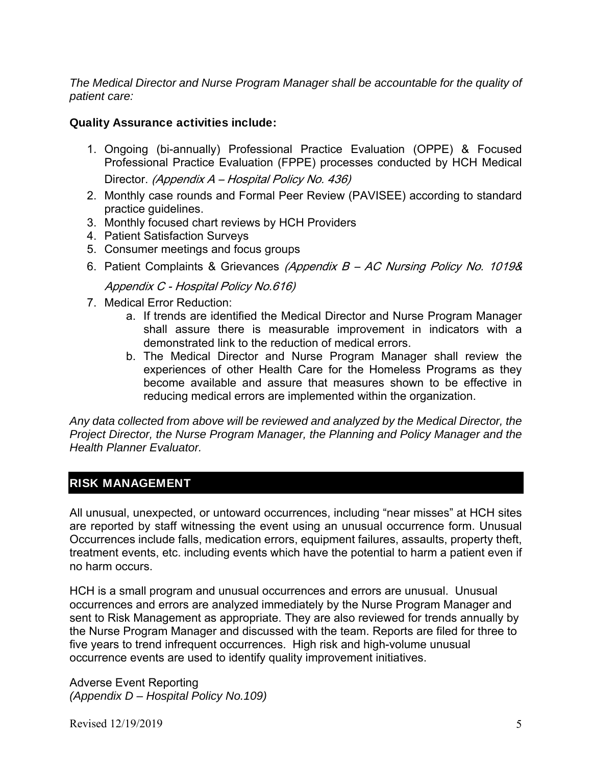*The Medical Director and Nurse Program Manager shall be accountable for the quality of patient care:*

**Quality Assurance activities include:**

1. Ongoing (bi-annually) Professional Practice Evaluation (OPPE) & Focused Professional Practice Evaluation (FPPE) processes conducted by HCH Medical Director. *(Appendix A – Hospital Policy No. 436)*
2. Monthly case rounds and Formal Peer Review (PAVISEE) according to standard practice guidelines.
3. Monthly focused chart reviews by HCH Providers
4. Patient Satisfaction Surveys
5. Consumer meetings and focus groups
6. Patient Complaints & Grievances *(Appendix B – AC Nursing Policy No. 1019& Appendix C - Hospital Policy No.616)*
7. Medical Error Reduction:
   a. If trends are identified the Medical Director and Nurse Program Manager shall assure there is measurable improvement in indicators with a demonstrated link to the reduction of medical errors.
   b. The Medical Director and Nurse Program Manager shall review the experiences of other Health Care for the Homeless Programs as they become available and assure that measures shown to be effective in reducing medical errors are implemented within the organization.

*Any data collected from above will be reviewed and analyzed by the Medical Director, the Project Director, the Nurse Program Manager, the Planning and Policy Manager and the Health Planner Evaluator.*

## RISK MANAGEMENT

All unusual, unexpected, or untoward occurrences, including "near misses" at HCH sites are reported by staff witnessing the event using an unusual occurrence form. Unusual Occurrences include falls, medication errors, equipment failures, assaults, property theft, treatment events, etc. including events which have the potential to harm a patient even if no harm occurs.

HCH is a small program and unusual occurrences and errors are unusual. Unusual occurrences and errors are analyzed immediately by the Nurse Program Manager and sent to Risk Management as appropriate. They are also reviewed for trends annually by the Nurse Program Manager and discussed with the team. Reports are filed for three to five years to trend infrequent occurrences. High risk and high-volume unusual occurrence events are used to identify quality improvement initiatives.

Adverse Event Reporting
*(Appendix D – Hospital Policy No.109)*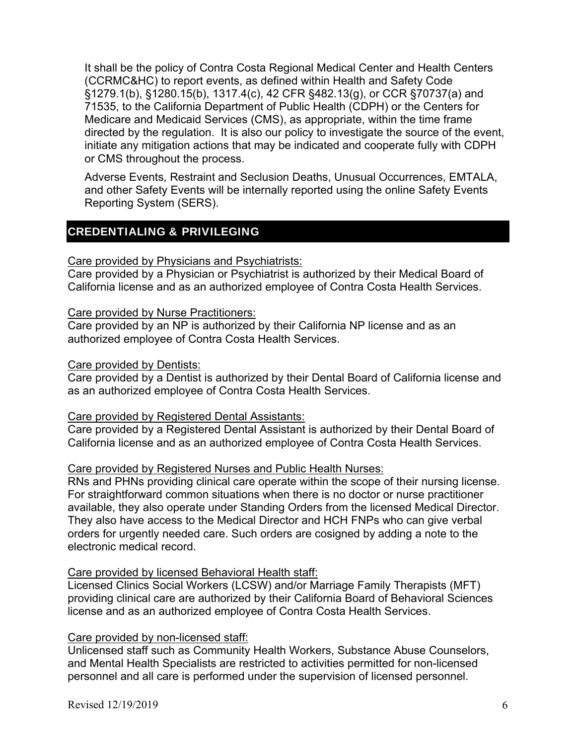It shall be the policy of Contra Costa Regional Medical Center and Health Centers (CCRMC&HC) to report events, as defined within Health and Safety Code §1279.1(b), §1280.15(b), 1317.4(c), 42 CFR §482.13(g), or CCR §70737(a) and 71535, to the California Department of Public Health (CDPH) or the Centers for Medicare and Medicaid Services (CMS), as appropriate, within the time frame directed by the regulation. It is also our policy to investigate the source of the event, initiate any mitigation actions that may be indicated and cooperate fully with CDPH or CMS throughout the process.

Adverse Events, Restraint and Seclusion Deaths, Unusual Occurrences, EMTALA, and other Safety Events will be internally reported using the online Safety Events Reporting System (SERS).

## CREDENTIALING & PRIVILEGING

Care provided by Physicians and Psychiatrists:
Care provided by a Physician or Psychiatrist is authorized by their Medical Board of California license and as an authorized employee of Contra Costa Health Services.

Care provided by Nurse Practitioners:
Care provided by an NP is authorized by their California NP license and as an authorized employee of Contra Costa Health Services.

Care provided by Dentists:
Care provided by a Dentist is authorized by their Dental Board of California license and as an authorized employee of Contra Costa Health Services.

Care provided by Registered Dental Assistants:
Care provided by a Registered Dental Assistant is authorized by their Dental Board of California license and as an authorized employee of Contra Costa Health Services.

Care provided by Registered Nurses and Public Health Nurses:
RNs and PHNs providing clinical care operate within the scope of their nursing license. For straightforward common situations when there is no doctor or nurse practitioner available, they also operate under Standing Orders from the licensed Medical Director. They also have access to the Medical Director and HCH FNPs who can give verbal orders for urgently needed care. Such orders are cosigned by adding a note to the electronic medical record.

Care provided by licensed Behavioral Health staff:
Licensed Clinics Social Workers (LCSW) and/or Marriage Family Therapists (MFT) providing clinical care are authorized by their California Board of Behavioral Sciences license and as an authorized employee of Contra Costa Health Services.

Care provided by non-licensed staff:
Unlicensed staff such as Community Health Workers, Substance Abuse Counselors, and Mental Health Specialists are restricted to activities permitted for non-licensed personnel and all care is performed under the supervision of licensed personnel.

Revised 12/19/2019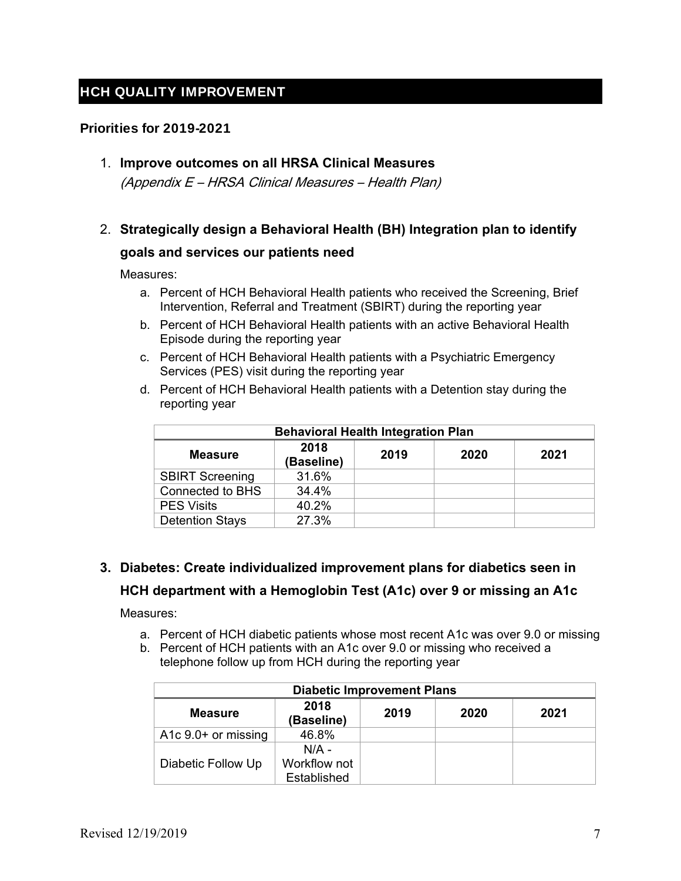## HCH QUALITY IMPROVEMENT

### Priorities for 2019-2021

1. **Improve outcomes on all HRSA Clinical Measures**
   *(Appendix E – HRSA Clinical Measures – Health Plan)*

2. **Strategically design a Behavioral Health (BH) Integration plan to identify goals and services our patients need**

   Measures:

   a. Percent of HCH Behavioral Health patients who received the Screening, Brief Intervention, Referral and Treatment (SBIRT) during the reporting year
   b. Percent of HCH Behavioral Health patients with an active Behavioral Health Episode during the reporting year
   c. Percent of HCH Behavioral Health patients with a Psychiatric Emergency Services (PES) visit during the reporting year
   d. Percent of HCH Behavioral Health patients with a Detention stay during the reporting year

| Behavioral Health Integration Plan | | | | |
|---|---|---|---|---|
| **Measure** | **2018 (Baseline)** | **2019** | **2020** | **2021** |
| SBIRT Screening | 31.6% | | | |
| Connected to BHS | 34.4% | | | |
| PES Visits | 40.2% | | | |
| Detention Stays | 27.3% | | | |

3. **Diabetes: Create individualized improvement plans for diabetics seen in HCH department with a Hemoglobin Test (A1c) over 9 or missing an A1c**

   Measures:

   a. Percent of HCH diabetic patients whose most recent A1c was over 9.0 or missing
   b. Percent of HCH patients with an A1c over 9.0 or missing who received a telephone follow up from HCH during the reporting year

| Diabetic Improvement Plans | | | | |
|---|---|---|---|---|
| **Measure** | **2018 (Baseline)** | **2019** | **2020** | **2021** |
| A1c 9.0+ or missing | 46.8% | | | |
| Diabetic Follow Up | N/A - Workflow not Established | | | |

Revised 12/19/2019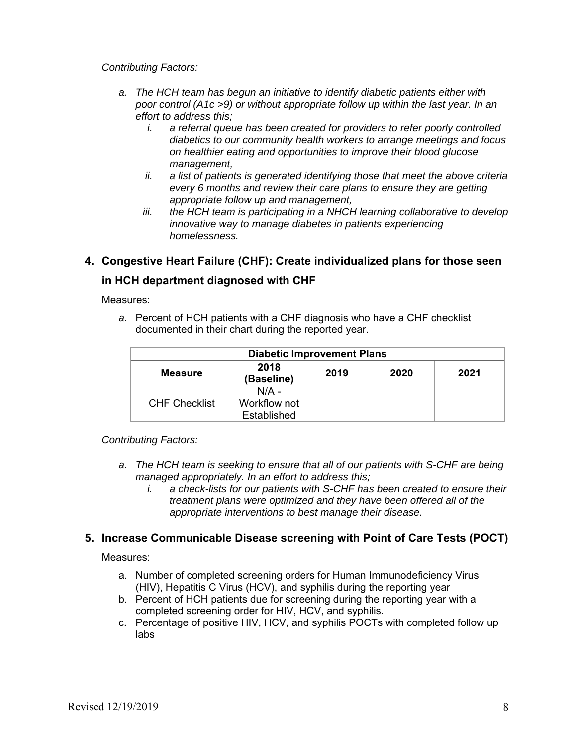*Contributing Factors:*

a. *The HCH team has begun an initiative to identify diabetic patients either with poor control (A1c >9) or without appropriate follow up within the last year. In an effort to address this;*
   i. *a referral queue has been created for providers to refer poorly controlled diabetics to our community health workers to arrange meetings and focus on healthier eating and opportunities to improve their blood glucose management,*
   ii. *a list of patients is generated identifying those that meet the above criteria every 6 months and review their care plans to ensure they are getting appropriate follow up and management,*
   iii. *the HCH team is participating in a NHCH learning collaborative to develop innovative way to manage diabetes in patients experiencing homelessness.*

## 4. Congestive Heart Failure (CHF): Create individualized plans for those seen in HCH department diagnosed with CHF

Measures:

a. Percent of HCH patients with a CHF diagnosis who have a CHF checklist documented in their chart during the reported year.

| Diabetic Improvement Plans | | | | |
|---|---|---|---|---|
| **Measure** | **2018 (Baseline)** | **2019** | **2020** | **2021** |
| CHF Checklist | N/A - Workflow not Established | | | |

*Contributing Factors:*

a. *The HCH team is seeking to ensure that all of our patients with S-CHF are being managed appropriately. In an effort to address this;*
   i. *a check-lists for our patients with S-CHF has been created to ensure their treatment plans were optimized and they have been offered all of the appropriate interventions to best manage their disease.*

## 5. Increase Communicable Disease screening with Point of Care Tests (POCT)

Measures:

a. Number of completed screening orders for Human Immunodeficiency Virus (HIV), Hepatitis C Virus (HCV), and syphilis during the reporting year
b. Percent of HCH patients due for screening during the reporting year with a completed screening order for HIV, HCV, and syphilis.
c. Percentage of positive HIV, HCV, and syphilis POCTs with completed follow up labs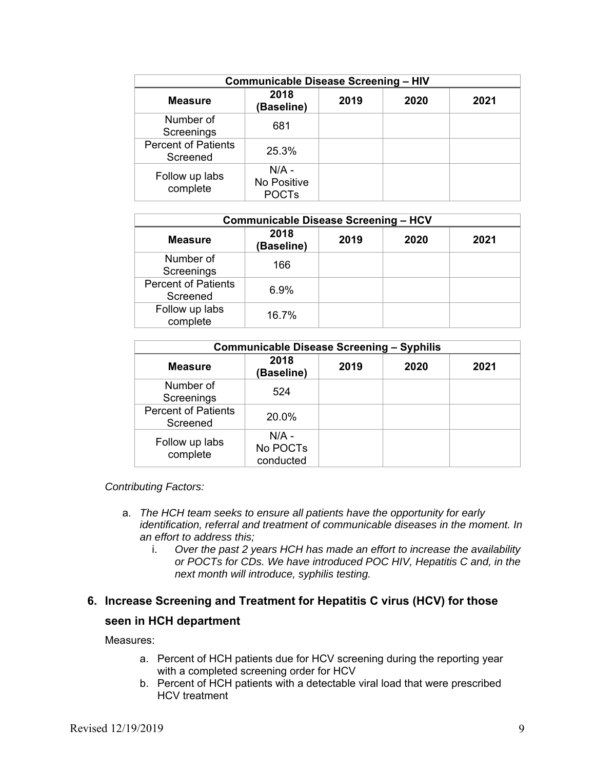| Communicable Disease Screening – HIV | | | | |
|---|---|---|---|---|
| **Measure** | **2018 (Baseline)** | **2019** | **2020** | **2021** |
| Number of Screenings | 681 | | | |
| Percent of Patients Screened | 25.3% | | | |
| Follow up labs complete | N/A - No Positive POCTs | | | |

| Communicable Disease Screening – HCV | | | | |
|---|---|---|---|---|
| **Measure** | **2018 (Baseline)** | **2019** | **2020** | **2021** |
| Number of Screenings | 166 | | | |
| Percent of Patients Screened | 6.9% | | | |
| Follow up labs complete | 16.7% | | | |

| Communicable Disease Screening – Syphilis | | | | |
|---|---|---|---|---|
| **Measure** | **2018 (Baseline)** | **2019** | **2020** | **2021** |
| Number of Screenings | 524 | | | |
| Percent of Patients Screened | 20.0% | | | |
| Follow up labs complete | N/A - No POCTs conducted | | | |

*Contributing Factors:*

a. *The HCH team seeks to ensure all patients have the opportunity for early identification, referral and treatment of communicable diseases in the moment. In an effort to address this;*
   i. *Over the past 2 years HCH has made an effort to increase the availability or POCTs for CDs. We have introduced POC HIV, Hepatitis C and, in the next month will introduce, syphilis testing.*

### 6. Increase Screening and Treatment for Hepatitis C virus (HCV) for those seen in HCH department

Measures:

a. Percent of HCH patients due for HCV screening during the reporting year with a completed screening order for HCV
b. Percent of HCH patients with a detectable viral load that were prescribed HCV treatment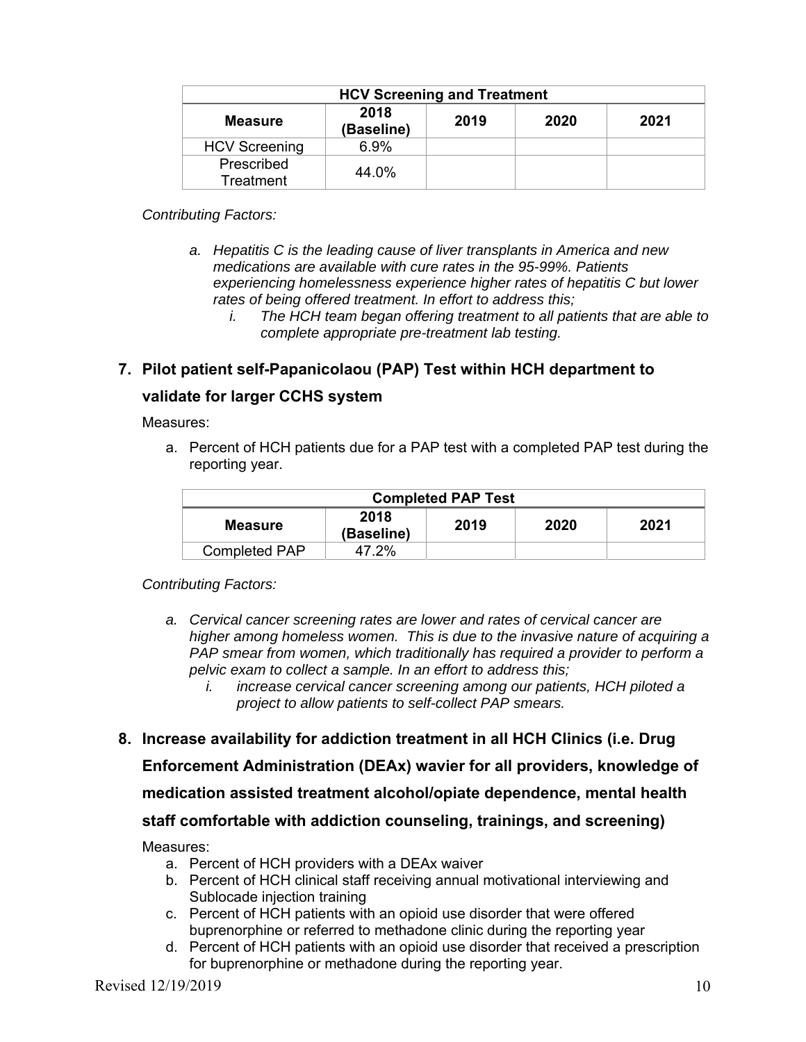| HCV Screening and Treatment | | | | |
|---|---|---|---|---|
| **Measure** | **2018 (Baseline)** | **2019** | **2020** | **2021** |
| HCV Screening | 6.9% | | | |
| Prescribed Treatment | 44.0% | | | |

*Contributing Factors:*

a. *Hepatitis C is the leading cause of liver transplants in America and new medications are available with cure rates in the 95-99%. Patients experiencing homelessness experience higher rates of hepatitis C but lower rates of being offered treatment. In effort to address this;*
   i. *The HCH team began offering treatment to all patients that are able to complete appropriate pre-treatment lab testing.*

## 7. Pilot patient self-Papanicolaou (PAP) Test within HCH department to validate for larger CCHS system

Measures:

a. Percent of HCH patients due for a PAP test with a completed PAP test during the reporting year.

| Completed PAP Test | | | | |
|---|---|---|---|---|
| **Measure** | **2018 (Baseline)** | **2019** | **2020** | **2021** |
| Completed PAP | 47.2% | | | |

*Contributing Factors:*

a. *Cervical cancer screening rates are lower and rates of cervical cancer are higher among homeless women. This is due to the invasive nature of acquiring a PAP smear from women, which traditionally has required a provider to perform a pelvic exam to collect a sample. In an effort to address this;*
   i. *increase cervical cancer screening among our patients, HCH piloted a project to allow patients to self-collect PAP smears.*

## 8. Increase availability for addiction treatment in all HCH Clinics (i.e. Drug Enforcement Administration (DEAx) wavier for all providers, knowledge of medication assisted treatment alcohol/opiate dependence, mental health staff comfortable with addiction counseling, trainings, and screening)

Measures:

a. Percent of HCH providers with a DEAx waiver
b. Percent of HCH clinical staff receiving annual motivational interviewing and Sublocade injection training
c. Percent of HCH patients with an opioid use disorder that were offered buprenorphine or referred to methadone clinic during the reporting year
d. Percent of HCH patients with an opioid use disorder that received a prescription for buprenorphine or methadone during the reporting year.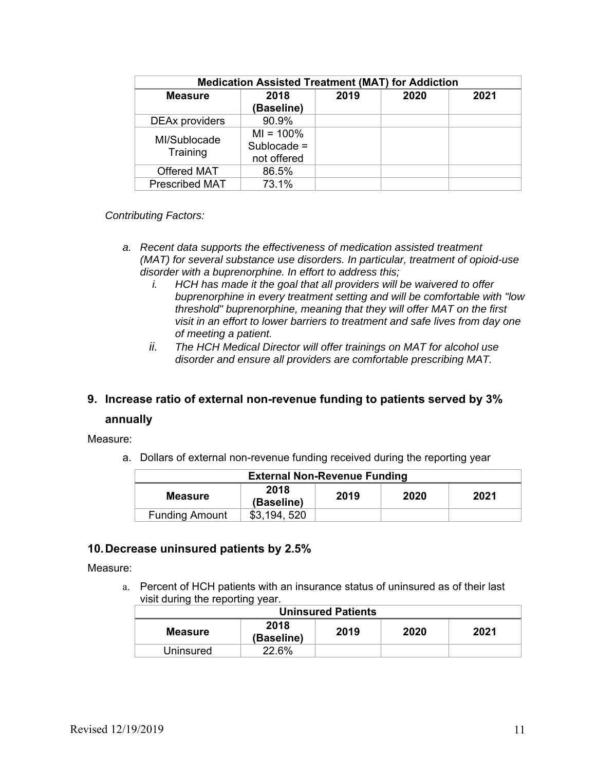| Medication Assisted Treatment (MAT) for Addiction | | | | |
|---|---|---|---|---|
| **Measure** | **2018 (Baseline)** | **2019** | **2020** | **2021** |
| DEAx providers | 90.9% | | | |
| MI/Sublocade Training | MI = 100% Sublocade = not offered | | | |
| Offered MAT | 86.5% | | | |
| Prescribed MAT | 73.1% | | | |

*Contributing Factors:*

a. *Recent data supports the effectiveness of medication assisted treatment (MAT) for several substance use disorders. In particular, treatment of opioid-use disorder with a buprenorphine. In effort to address this;*
   i. *HCH has made it the goal that all providers will be waivered to offer buprenorphine in every treatment setting and will be comfortable with "low threshold" buprenorphine, meaning that they will offer MAT on the first visit in an effort to lower barriers to treatment and safe lives from day one of meeting a patient.*
   ii. *The HCH Medical Director will offer trainings on MAT for alcohol use disorder and ensure all providers are comfortable prescribing MAT.*

## 9. Increase ratio of external non-revenue funding to patients served by 3% annually

Measure:

a. Dollars of external non-revenue funding received during the reporting year

| External Non-Revenue Funding | | | | |
|---|---|---|---|---|
| **Measure** | **2018 (Baseline)** | **2019** | **2020** | **2021** |
| Funding Amount | $3,194, 520 | | | |

## 10. Decrease uninsured patients by 2.5%

Measure:

a. Percent of HCH patients with an insurance status of uninsured as of their last visit during the reporting year.

| Uninsured Patients | | | | |
|---|---|---|---|---|
| **Measure** | **2018 (Baseline)** | **2019** | **2020** | **2021** |
| Uninsured | 22.6% | | | |

Revised 12/19/2019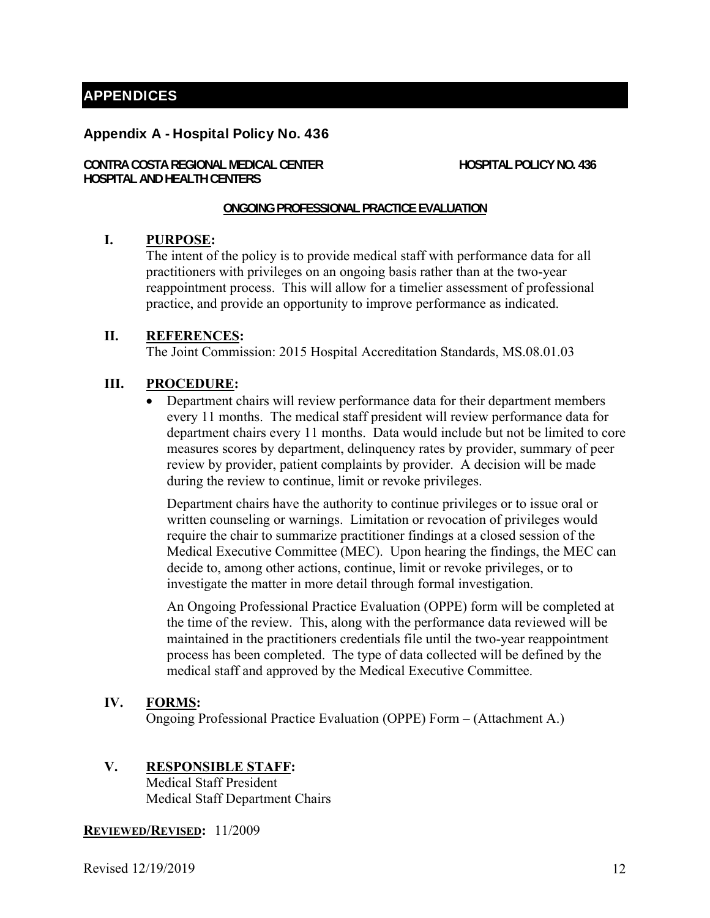# APPENDICES

## Appendix A - Hospital Policy No. 436

**CONTRA COSTA REGIONAL MEDICAL CENTER** **HOSPITAL POLICY NO. 436**
**HOSPITAL AND HEALTH CENTERS**

**ONGOING PROFESSIONAL PRACTICE EVALUATION**

**I. PURPOSE:**

The intent of the policy is to provide medical staff with performance data for all practitioners with privileges on an ongoing basis rather than at the two-year reappointment process. This will allow for a timelier assessment of professional practice, and provide an opportunity to improve performance as indicated.

**II. REFERENCES:**

The Joint Commission: 2015 Hospital Accreditation Standards, MS.08.01.03

**III. PROCEDURE:**

- Department chairs will review performance data for their department members every 11 months. The medical staff president will review performance data for department chairs every 11 months. Data would include but not be limited to core measures scores by department, delinquency rates by provider, summary of peer review by provider, patient complaints by provider. A decision will be made during the review to continue, limit or revoke privileges.

  Department chairs have the authority to continue privileges or to issue oral or written counseling or warnings. Limitation or revocation of privileges would require the chair to summarize practitioner findings at a closed session of the Medical Executive Committee (MEC). Upon hearing the findings, the MEC can decide to, among other actions, continue, limit or revoke privileges, or to investigate the matter in more detail through formal investigation.

  An Ongoing Professional Practice Evaluation (OPPE) form will be completed at the time of the review. This, along with the performance data reviewed will be maintained in the practitioners credentials file until the two-year reappointment process has been completed. The type of data collected will be defined by the medical staff and approved by the Medical Executive Committee.

**IV. FORMS:**

Ongoing Professional Practice Evaluation (OPPE) Form – (Attachment A.)

**V. RESPONSIBLE STAFF:**

Medical Staff President
Medical Staff Department Chairs

**REVIEWED/REVISED:** 11/2009

Revised 12/19/2019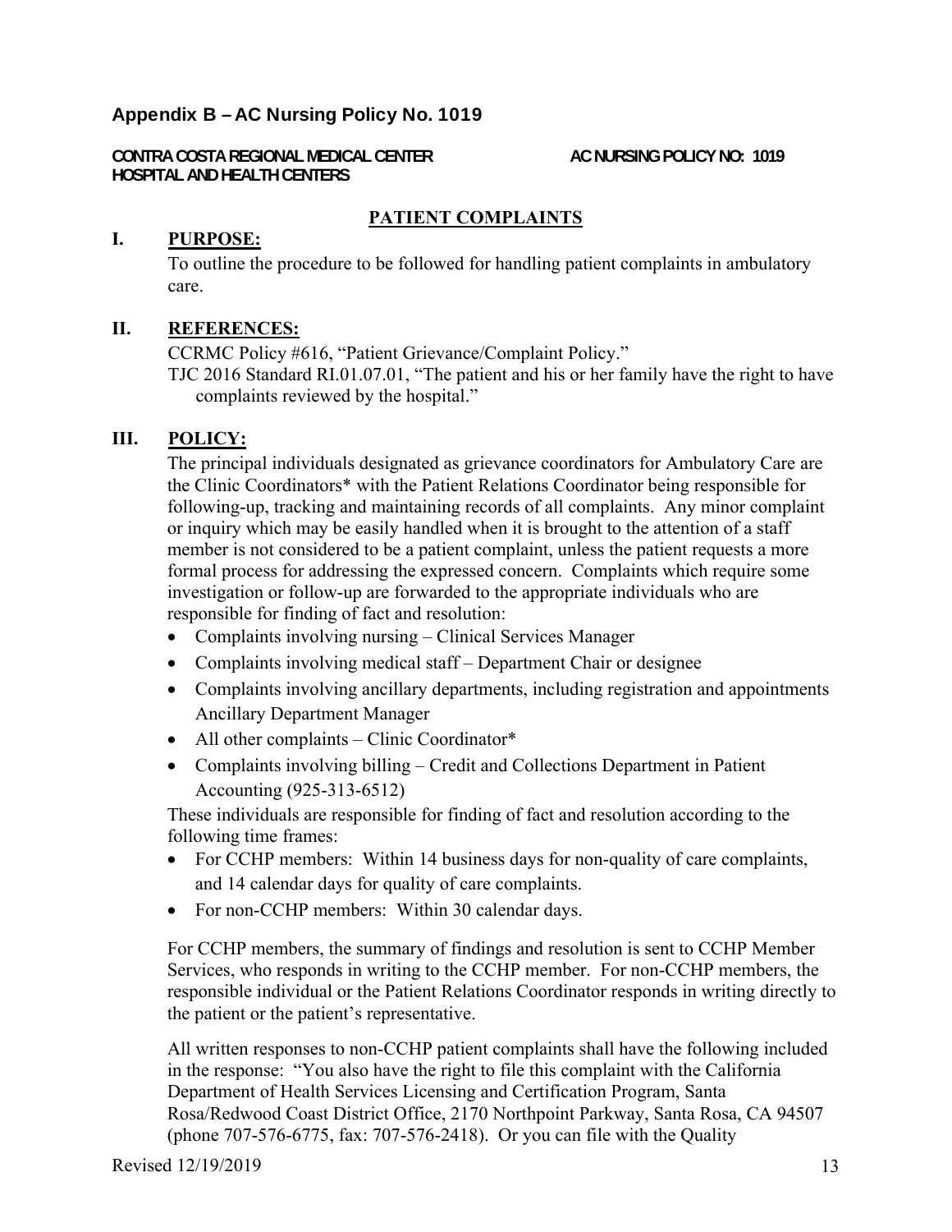## Appendix B – AC Nursing Policy No. 1019

**CONTRA COSTA REGIONAL MEDICAL CENTER** **AC NURSING POLICY NO: 1019**
**HOSPITAL AND HEALTH CENTERS**

### PATIENT COMPLAINTS

**I. PURPOSE:**

To outline the procedure to be followed for handling patient complaints in ambulatory care.

**II. REFERENCES:**

CCRMC Policy #616, "Patient Grievance/Complaint Policy."
TJC 2016 Standard RI.01.07.01, "The patient and his or her family have the right to have complaints reviewed by the hospital."

**III. POLICY:**

The principal individuals designated as grievance coordinators for Ambulatory Care are the Clinic Coordinators* with the Patient Relations Coordinator being responsible for following-up, tracking and maintaining records of all complaints. Any minor complaint or inquiry which may be easily handled when it is brought to the attention of a staff member is not considered to be a patient complaint, unless the patient requests a more formal process for addressing the expressed concern. Complaints which require some investigation or follow-up are forwarded to the appropriate individuals who are responsible for finding of fact and resolution:

- Complaints involving nursing – Clinical Services Manager
- Complaints involving medical staff – Department Chair or designee
- Complaints involving ancillary departments, including registration and appointments Ancillary Department Manager
- All other complaints – Clinic Coordinator*
- Complaints involving billing – Credit and Collections Department in Patient Accounting (925-313-6512)

These individuals are responsible for finding of fact and resolution according to the following time frames:

- For CCHP members: Within 14 business days for non-quality of care complaints, and 14 calendar days for quality of care complaints.
- For non-CCHP members: Within 30 calendar days.

For CCHP members, the summary of findings and resolution is sent to CCHP Member Services, who responds in writing to the CCHP member. For non-CCHP members, the responsible individual or the Patient Relations Coordinator responds in writing directly to the patient or the patient's representative.

All written responses to non-CCHP patient complaints shall have the following included in the response: "You also have the right to file this complaint with the California Department of Health Services Licensing and Certification Program, Santa Rosa/Redwood Coast District Office, 2170 Northpoint Parkway, Santa Rosa, CA 94507 (phone 707-576-6775, fax: 707-576-2418). Or you can file with the Quality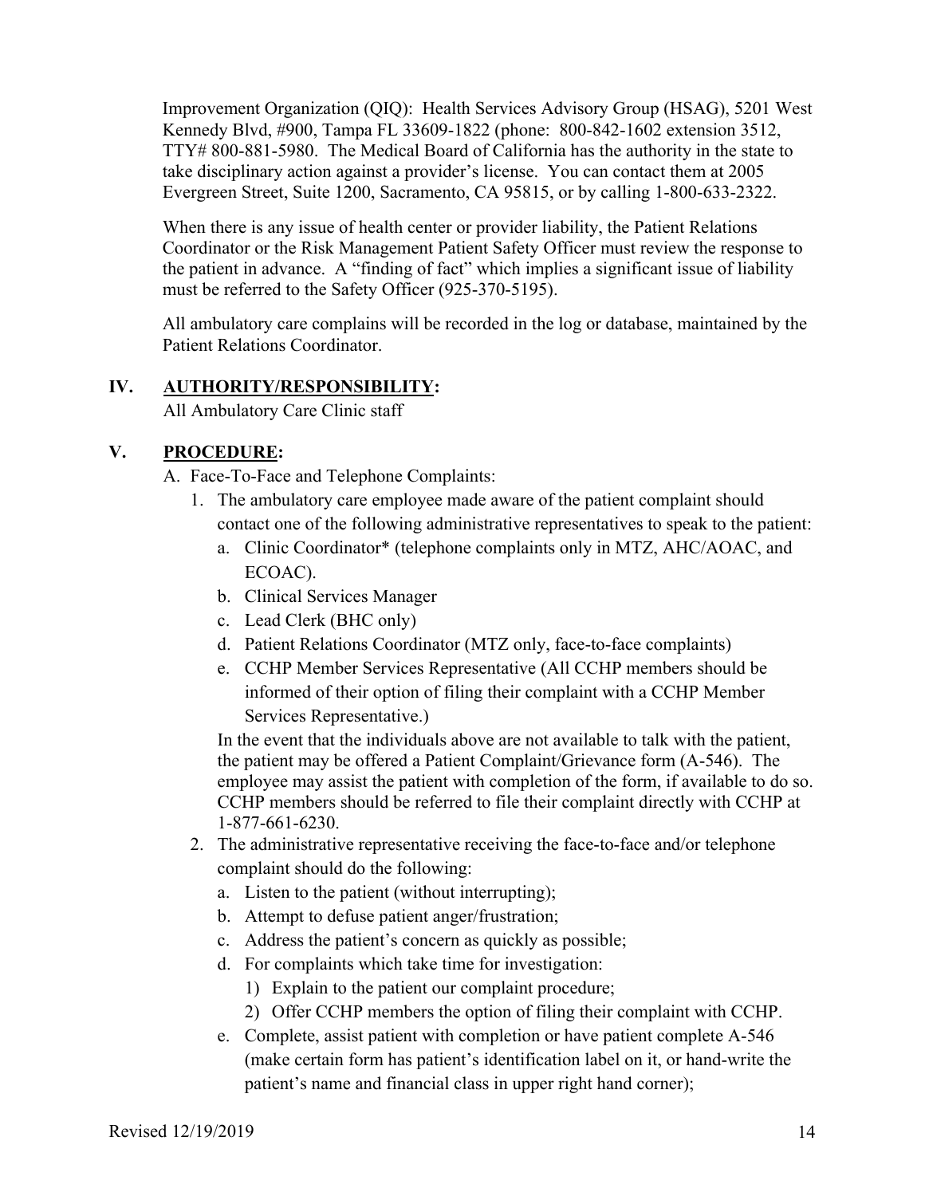Improvement Organization (QIQ): Health Services Advisory Group (HSAG), 5201 West Kennedy Blvd, #900, Tampa FL 33609-1822 (phone: 800-842-1602 extension 3512, TTY# 800-881-5980. The Medical Board of California has the authority in the state to take disciplinary action against a provider's license. You can contact them at 2005 Evergreen Street, Suite 1200, Sacramento, CA 95815, or by calling 1-800-633-2322.

When there is any issue of health center or provider liability, the Patient Relations Coordinator or the Risk Management Patient Safety Officer must review the response to the patient in advance. A "finding of fact" which implies a significant issue of liability must be referred to the Safety Officer (925-370-5195).

All ambulatory care complains will be recorded in the log or database, maintained by the Patient Relations Coordinator.

## IV. AUTHORITY/RESPONSIBILITY:

All Ambulatory Care Clinic staff

## V. PROCEDURE:

A. Face-To-Face and Telephone Complaints:

1. The ambulatory care employee made aware of the patient complaint should contact one of the following administrative representatives to speak to the patient:
   a. Clinic Coordinator* (telephone complaints only in MTZ, AHC/AOAC, and ECOAC).
   b. Clinical Services Manager
   c. Lead Clerk (BHC only)
   d. Patient Relations Coordinator (MTZ only, face-to-face complaints)
   e. CCHP Member Services Representative (All CCHP members should be informed of their option of filing their complaint with a CCHP Member Services Representative.)

   In the event that the individuals above are not available to talk with the patient, the patient may be offered a Patient Complaint/Grievance form (A-546). The employee may assist the patient with completion of the form, if available to do so. CCHP members should be referred to file their complaint directly with CCHP at 1-877-661-6230.
2. The administrative representative receiving the face-to-face and/or telephone complaint should do the following:
   a. Listen to the patient (without interrupting);
   b. Attempt to defuse patient anger/frustration;
   c. Address the patient's concern as quickly as possible;
   d. For complaints which take time for investigation:
      1) Explain to the patient our complaint procedure;
      2) Offer CCHP members the option of filing their complaint with CCHP.
   e. Complete, assist patient with completion or have patient complete A-546 (make certain form has patient's identification label on it, or hand-write the patient's name and financial class in upper right hand corner);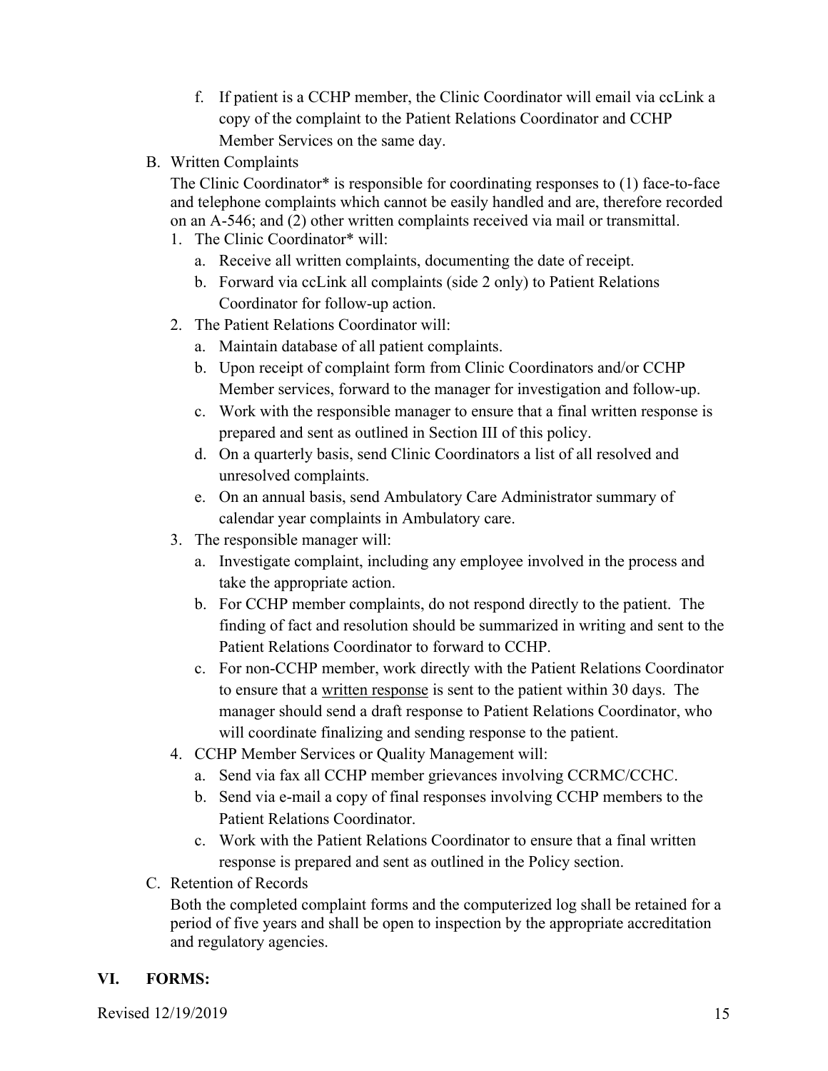f. If patient is a CCHP member, the Clinic Coordinator will email via ccLink a copy of the complaint to the Patient Relations Coordinator and CCHP Member Services on the same day.

B. Written Complaints

   The Clinic Coordinator* is responsible for coordinating responses to (1) face-to-face and telephone complaints which cannot be easily handled and are, therefore recorded on an A-546; and (2) other written complaints received via mail or transmittal.

   1. The Clinic Coordinator* will:
      a. Receive all written complaints, documenting the date of receipt.
      b. Forward via ccLink all complaints (side 2 only) to Patient Relations Coordinator for follow-up action.
   2. The Patient Relations Coordinator will:
      a. Maintain database of all patient complaints.
      b. Upon receipt of complaint form from Clinic Coordinators and/or CCHP Member services, forward to the manager for investigation and follow-up.
      c. Work with the responsible manager to ensure that a final written response is prepared and sent as outlined in Section III of this policy.
      d. On a quarterly basis, send Clinic Coordinators a list of all resolved and unresolved complaints.
      e. On an annual basis, send Ambulatory Care Administrator summary of calendar year complaints in Ambulatory care.
   3. The responsible manager will:
      a. Investigate complaint, including any employee involved in the process and take the appropriate action.
      b. For CCHP member complaints, do not respond directly to the patient. The finding of fact and resolution should be summarized in writing and sent to the Patient Relations Coordinator to forward to CCHP.
      c. For non-CCHP member, work directly with the Patient Relations Coordinator to ensure that a <u>written response</u> is sent to the patient within 30 days. The manager should send a draft response to Patient Relations Coordinator, who will coordinate finalizing and sending response to the patient.
   4. CCHP Member Services or Quality Management will:
      a. Send via fax all CCHP member grievances involving CCRMC/CCHC.
      b. Send via e-mail a copy of final responses involving CCHP members to the Patient Relations Coordinator.
      c. Work with the Patient Relations Coordinator to ensure that a final written response is prepared and sent as outlined in the Policy section.

C. Retention of Records

   Both the completed complaint forms and the computerized log shall be retained for a period of five years and shall be open to inspection by the appropriate accreditation and regulatory agencies.

## VI. FORMS: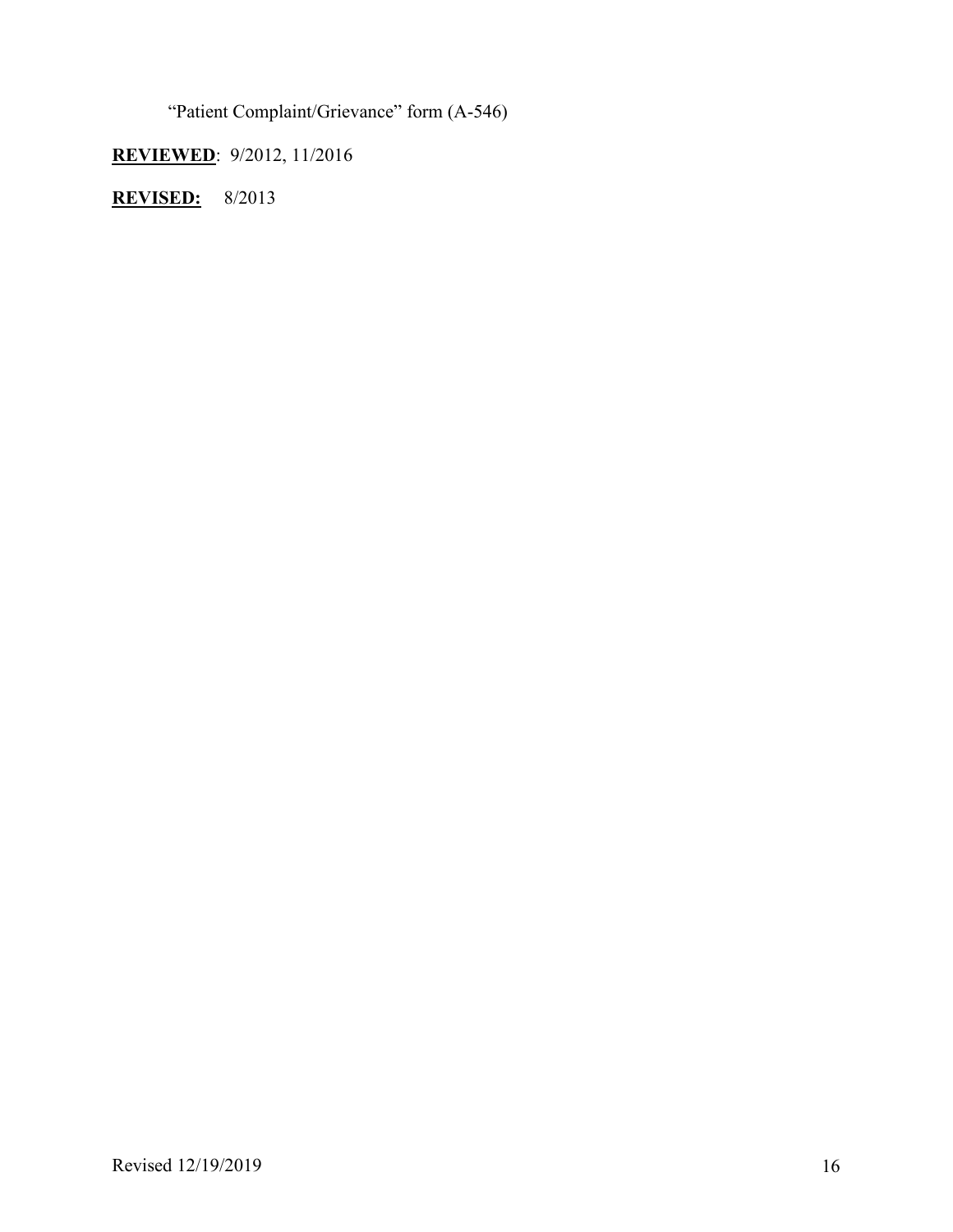"Patient Complaint/Grievance" form (A-546)

**REVIEWED**: 9/2012, 11/2016

**REVISED:** 8/2013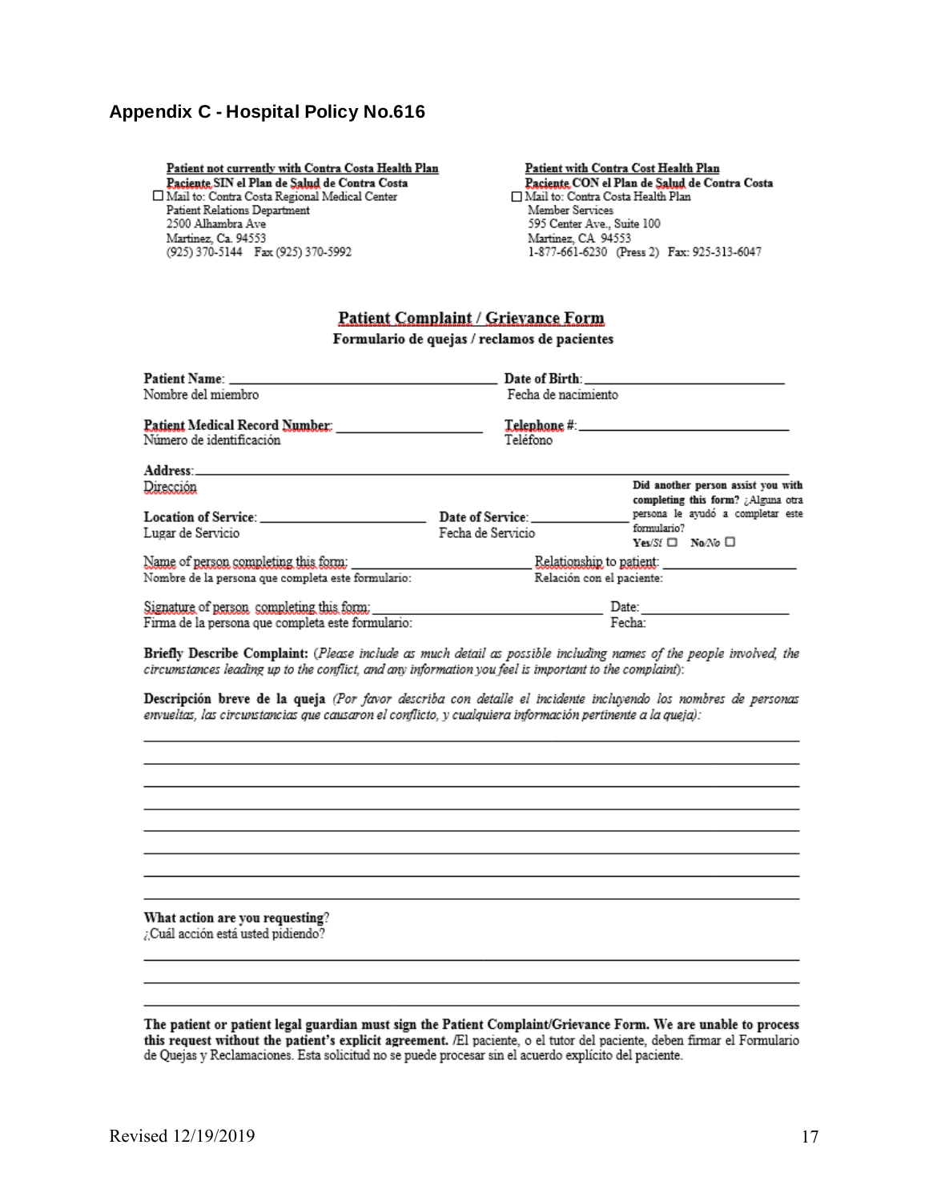## Appendix C - Hospital Policy No.616

**Patient not currently with Contra Costa Health Plan**
**Paciente SIN el Plan de Salud de Contra Costa**
☐ Mail to: Contra Costa Regional Medical Center
Patient Relations Department
2500 Alhambra Ave
Martinez, Ca. 94553
(925) 370-5144 Fax (925) 370-5992

**Patient with Contra Cost Health Plan**
**Paciente CON el Plan de Salud de Contra Costa**
☐ Mail to: Contra Costa Health Plan
Member Services
595 Center Ave., Suite 100
Martinez, CA 94553
1-877-661-6230 (Press 2) Fax: 925-313-6047

### Patient Complaint / Grievance Form

**Formulario de quejas / reclamos de pacientes**

**Patient Name:** ______________________________ **Date of Birth:** ______________________
Nombre del miembro — Fecha de nacimiento

**Patient Medical Record Number:** __________________ **Telephone #:** ______________________
Número de identificación — Teléfono

**Address:** ____________________________________________________________
Dirección

**Location of Service:** ____________________ **Date of Service:** ______________
Lugar de Servicio — Fecha de Servicio

**Did another person assist you with completing this form?** ¿Alguna otra persona le ayudó a completar este formulario?
**Yes/**Sí ☐ **No/**No ☐

Name of person completing this form: ______________________ Relationship to patient: ______________
Nombre de la persona que completa este formulario: — Relación con el paciente:

Signature of person completing this form: ______________________ Date: ______________
Firma de la persona que completa este formulario: — Fecha:

**Briefly Describe Complaint:** *(Please include as much detail as possible including names of the people involved, the circumstances leading up to the conflict, and any information you feel is important to the complaint):*

**Descripción breve de la queja** *(Por favor describa con detalle el incidente incluyendo los nombres de personas envueltas, las circunstancias que causaron el conflicto, y cualquiera información pertinente a la queja):*

________________________________________________________________________

________________________________________________________________________

________________________________________________________________________

________________________________________________________________________

________________________________________________________________________

________________________________________________________________________

________________________________________________________________________

________________________________________________________________________

**What action are you requesting?**
¿Cuál acción está usted pidiendo?

________________________________________________________________________

________________________________________________________________________

________________________________________________________________________

**The patient or patient legal guardian must sign the Patient Complaint/Grievance Form. We are unable to process this request without the patient's explicit agreement.** /El paciente, o el tutor del paciente, deben firmar el Formulario de Quejas y Reclamaciones. Esta solicitud no se puede procesar sin el acuerdo explícito del paciente.

Revised 12/19/2019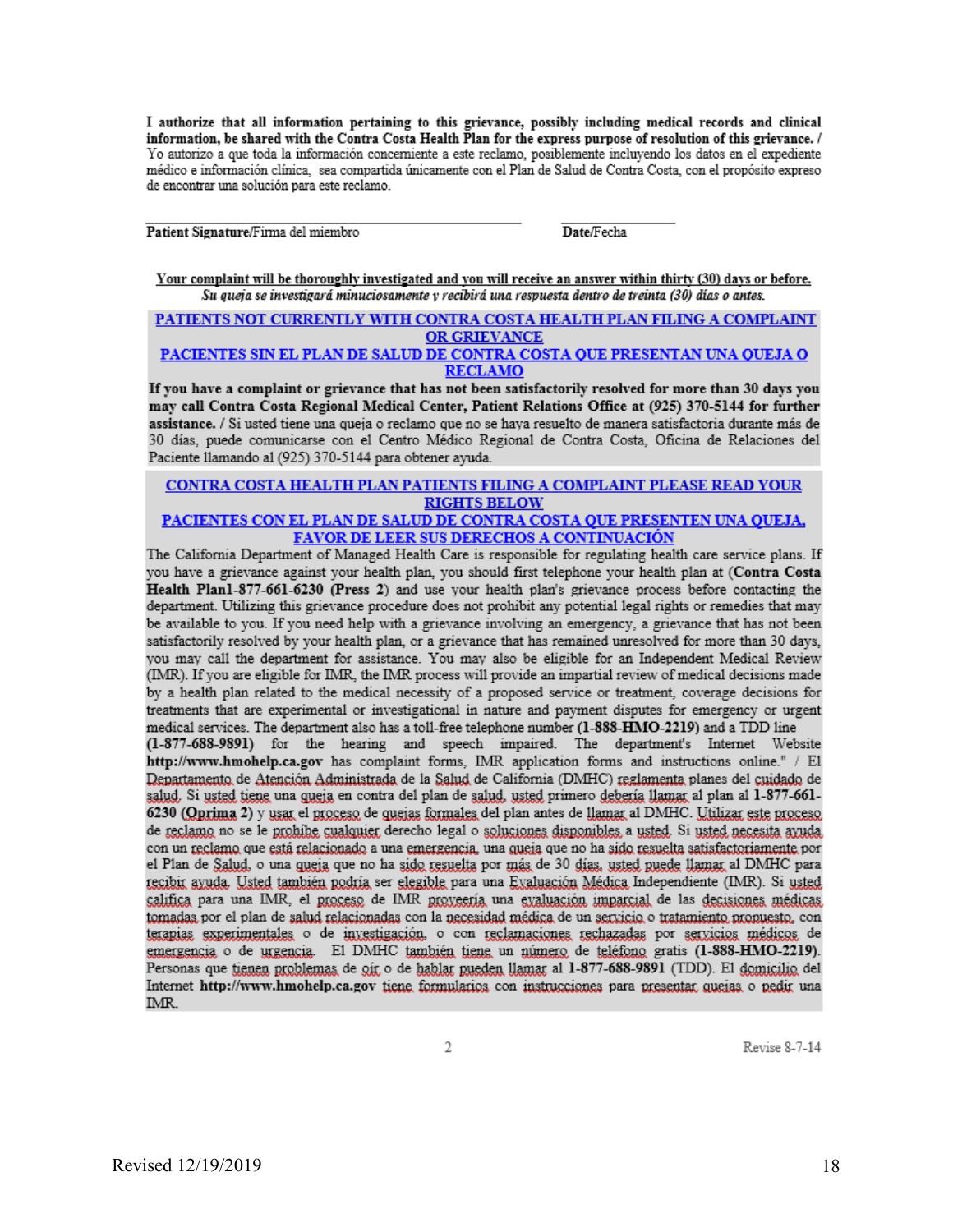**I authorize that all information pertaining to this grievance, possibly including medical records and clinical information, be shared with the Contra Costa Health Plan for the express purpose of resolution of this grievance. /** Yo autorizo a que toda la información concerniente a este reclamo, posiblemente incluyendo los datos en el expediente médico e información clínica, sea compartida únicamente con el Plan de Salud de Contra Costa, con el propósito expreso de encontrar una solución para este reclamo.

______________________________________ ____________

**Patient Signature**/Firma del miembro **Date**/Fecha

**Your complaint will be thoroughly investigated and you will receive an answer within thirty (30) days or before.**
***Su queja se investigará minuciosamente y recibirá una respuesta dentro de treinta (30) días o antes.***

## PATIENTS NOT CURRENTLY WITH CONTRA COSTA HEALTH PLAN FILING A COMPLAINT OR GRIEVANCE
## PACIENTES SIN EL PLAN DE SALUD DE CONTRA COSTA QUE PRESENTAN UNA QUEJA O RECLAMO

**If you have a complaint or grievance that has not been satisfactorily resolved for more than 30 days you may call Contra Costa Regional Medical Center, Patient Relations Office at (925) 370-5144 for further assistance.** / Si usted tiene una queja o reclamo que no se haya resuelto de manera satisfactoria durante más de 30 días, puede comunicarse con el Centro Médico Regional de Contra Costa, Oficina de Relaciones del Paciente llamando al (925) 370-5144 para obtener ayuda.

## CONTRA COSTA HEALTH PLAN PATIENTS FILING A COMPLAINT PLEASE READ YOUR RIGHTS BELOW
## PACIENTES CON EL PLAN DE SALUD DE CONTRA COSTA QUE PRESENTEN UNA QUEJA, FAVOR DE LEER SUS DERECHOS A CONTINUACIÓN

The California Department of Managed Health Care is responsible for regulating health care service plans. If you have a grievance against your health plan, you should first telephone your health plan at (**Contra Costa Health Plan1-877-661-6230 (Press 2**) and use your health plan's grievance process before contacting the department. Utilizing this grievance procedure does not prohibit any potential legal rights or remedies that may be available to you. If you need help with a grievance involving an emergency, a grievance that has not been satisfactorily resolved by your health plan, or a grievance that has remained unresolved for more than 30 days, you may call the department for assistance. You may also be eligible for an Independent Medical Review (IMR). If you are eligible for IMR, the IMR process will provide an impartial review of medical decisions made by a health plan related to the medical necessity of a proposed service or treatment, coverage decisions for treatments that are experimental or investigational in nature and payment disputes for emergency or urgent medical services. The department also has a toll-free telephone number (**1-888-HMO-2219**) and a TDD line (**1-877-688-9891**) for the hearing and speech impaired. The department's Internet Website **http://www.hmohelp.ca.gov** has complaint forms, IMR application forms and instructions online." / El Departamento de Atención Administrada de la Salud de California (DMHC) reglamenta planes del cuidado de salud. Si usted tiene una queja en contra del plan de salud, usted primero debería llamar al plan al **1-877-661-6230 (Oprima 2)** y usar el proceso de quejas formales del plan antes de llamar al DMHC. Utilizar este proceso de reclamo no se le prohíbe cualquier derecho legal o soluciones disponibles a usted. Si usted necesita ayuda con un reclamo que está relacionado a una emergencia, una queja que no ha sido resuelta satisfactoriamente por el Plan de Salud, o una queja que no ha sido resuelta por más de 30 días, usted puede llamar al DMHC para recibir ayuda. Usted también podría ser elegible para una Evaluación Médica Independiente (IMR). Si usted califica para una IMR, el proceso de IMR proveería una evaluación imparcial de las decisiones médicas tomadas por el plan de salud relacionadas con la necesidad médica de un servicio o tratamiento propuesto, con terapias experimentales o de investigación, o con reclamaciones rechazadas por servicios médicos de emergencia o de urgencia. El DMHC también tiene un número de teléfono gratis (**1-888-HMO-2219**). Personas que tienen problemas de oír o de hablar pueden llamar al **1-877-688-9891** (TDD). El domicilio del Internet **http://www.hmohelp.ca.gov** tiene formularios con instrucciones para presentar quejas o pedir una IMR.

Revise 8-7-14

Revised 12/19/2019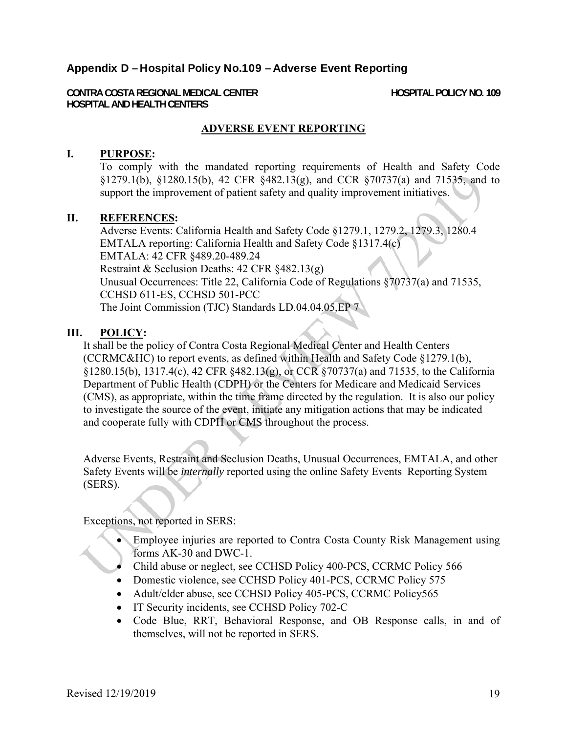## Appendix D – Hospital Policy No.109 – Adverse Event Reporting

**CONTRA COSTA REGIONAL MEDICAL CENTER** **HOSPITAL POLICY NO. 109**
**HOSPITAL AND HEALTH CENTERS**

### ADVERSE EVENT REPORTING

**I. PURPOSE:**

To comply with the mandated reporting requirements of Health and Safety Code §1279.1(b), §1280.15(b), 42 CFR §482.13(g), and CCR §70737(a) and 71535, and to support the improvement of patient safety and quality improvement initiatives.

**II. REFERENCES:**

Adverse Events: California Health and Safety Code §1279.1, 1279.2, 1279.3, 1280.4
EMTALA reporting: California Health and Safety Code §1317.4(c)
EMTALA: 42 CFR §489.20-489.24
Restraint & Seclusion Deaths: 42 CFR §482.13(g)
Unusual Occurrences: Title 22, California Code of Regulations §70737(a) and 71535, CCHSD 611-ES, CCHSD 501-PCC
The Joint Commission (TJC) Standards LD.04.04.05,EP 7

**III. POLICY:**

It shall be the policy of Contra Costa Regional Medical Center and Health Centers (CCRMC&HC) to report events, as defined within Health and Safety Code §1279.1(b), §1280.15(b), 1317.4(c), 42 CFR §482.13(g), or CCR §70737(a) and 71535, to the California Department of Public Health (CDPH) or the Centers for Medicare and Medicaid Services (CMS), as appropriate, within the time frame directed by the regulation. It is also our policy to investigate the source of the event, initiate any mitigation actions that may be indicated and cooperate fully with CDPH or CMS throughout the process.

Adverse Events, Restraint and Seclusion Deaths, Unusual Occurrences, EMTALA, and other Safety Events will be *internally* reported using the online Safety Events Reporting System (SERS).

Exceptions, not reported in SERS:

- Employee injuries are reported to Contra Costa County Risk Management using forms AK-30 and DWC-1.
- Child abuse or neglect, see CCHSD Policy 400-PCS, CCRMC Policy 566
- Domestic violence, see CCHSD Policy 401-PCS, CCRMC Policy 575
- Adult/elder abuse, see CCHSD Policy 405-PCS, CCRMC Policy565
- IT Security incidents, see CCHSD Policy 702-C
- Code Blue, RRT, Behavioral Response, and OB Response calls, in and of themselves, will not be reported in SERS.

Revised 12/19/2019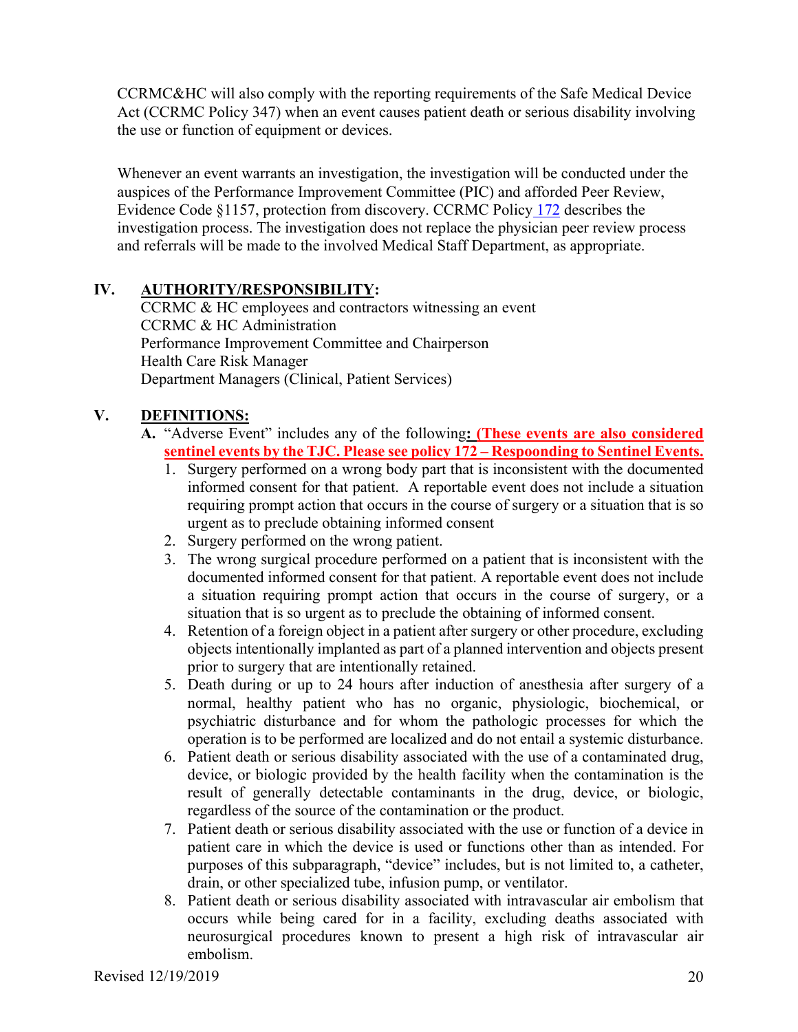CCRMC&HC will also comply with the reporting requirements of the Safe Medical Device Act (CCRMC Policy 347) when an event causes patient death or serious disability involving the use or function of equipment or devices.

Whenever an event warrants an investigation, the investigation will be conducted under the auspices of the Performance Improvement Committee (PIC) and afforded Peer Review, Evidence Code §1157, protection from discovery. CCRMC Policy 172 describes the investigation process. The investigation does not replace the physician peer review process and referrals will be made to the involved Medical Staff Department, as appropriate.

## IV. AUTHORITY/RESPONSIBILITY:

CCRMC & HC employees and contractors witnessing an event
CCRMC & HC Administration
Performance Improvement Committee and Chairperson
Health Care Risk Manager
Department Managers (Clinical, Patient Services)

## V. DEFINITIONS:

**A.** "Adverse Event" includes any of the following**: (These events are also considered sentinel events by the TJC. Please see policy 172 – Respoonding to Sentinel Events.**

1. Surgery performed on a wrong body part that is inconsistent with the documented informed consent for that patient. A reportable event does not include a situation requiring prompt action that occurs in the course of surgery or a situation that is so urgent as to preclude obtaining informed consent
2. Surgery performed on the wrong patient.
3. The wrong surgical procedure performed on a patient that is inconsistent with the documented informed consent for that patient. A reportable event does not include a situation requiring prompt action that occurs in the course of surgery, or a situation that is so urgent as to preclude the obtaining of informed consent.
4. Retention of a foreign object in a patient after surgery or other procedure, excluding objects intentionally implanted as part of a planned intervention and objects present prior to surgery that are intentionally retained.
5. Death during or up to 24 hours after induction of anesthesia after surgery of a normal, healthy patient who has no organic, physiologic, biochemical, or psychiatric disturbance and for whom the pathologic processes for which the operation is to be performed are localized and do not entail a systemic disturbance.
6. Patient death or serious disability associated with the use of a contaminated drug, device, or biologic provided by the health facility when the contamination is the result of generally detectable contaminants in the drug, device, or biologic, regardless of the source of the contamination or the product.
7. Patient death or serious disability associated with the use or function of a device in patient care in which the device is used or functions other than as intended. For purposes of this subparagraph, "device" includes, but is not limited to, a catheter, drain, or other specialized tube, infusion pump, or ventilator.
8. Patient death or serious disability associated with intravascular air embolism that occurs while being cared for in a facility, excluding deaths associated with neurosurgical procedures known to present a high risk of intravascular air embolism.

Revised 12/19/2019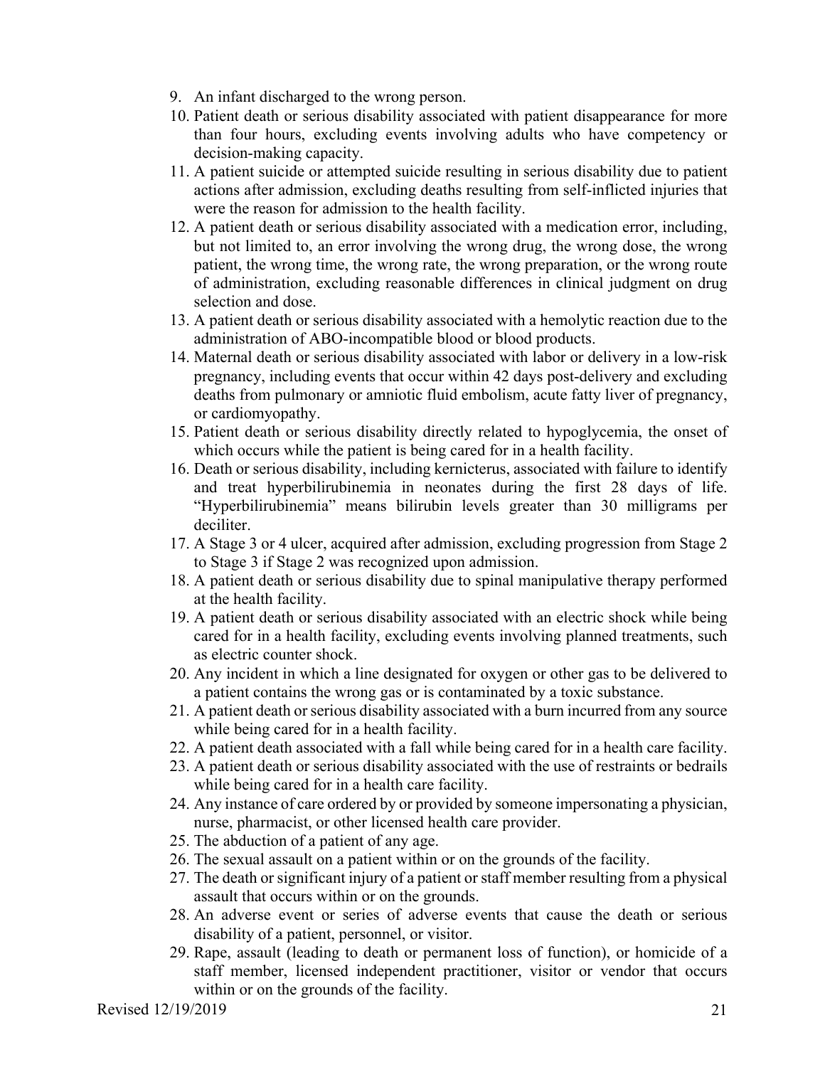9. An infant discharged to the wrong person.
10. Patient death or serious disability associated with patient disappearance for more than four hours, excluding events involving adults who have competency or decision-making capacity.
11. A patient suicide or attempted suicide resulting in serious disability due to patient actions after admission, excluding deaths resulting from self-inflicted injuries that were the reason for admission to the health facility.
12. A patient death or serious disability associated with a medication error, including, but not limited to, an error involving the wrong drug, the wrong dose, the wrong patient, the wrong time, the wrong rate, the wrong preparation, or the wrong route of administration, excluding reasonable differences in clinical judgment on drug selection and dose.
13. A patient death or serious disability associated with a hemolytic reaction due to the administration of ABO-incompatible blood or blood products.
14. Maternal death or serious disability associated with labor or delivery in a low-risk pregnancy, including events that occur within 42 days post-delivery and excluding deaths from pulmonary or amniotic fluid embolism, acute fatty liver of pregnancy, or cardiomyopathy.
15. Patient death or serious disability directly related to hypoglycemia, the onset of which occurs while the patient is being cared for in a health facility.
16. Death or serious disability, including kernicterus, associated with failure to identify and treat hyperbilirubinemia in neonates during the first 28 days of life. "Hyperbilirubinemia" means bilirubin levels greater than 30 milligrams per deciliter.
17. A Stage 3 or 4 ulcer, acquired after admission, excluding progression from Stage 2 to Stage 3 if Stage 2 was recognized upon admission.
18. A patient death or serious disability due to spinal manipulative therapy performed at the health facility.
19. A patient death or serious disability associated with an electric shock while being cared for in a health facility, excluding events involving planned treatments, such as electric counter shock.
20. Any incident in which a line designated for oxygen or other gas to be delivered to a patient contains the wrong gas or is contaminated by a toxic substance.
21. A patient death or serious disability associated with a burn incurred from any source while being cared for in a health facility.
22. A patient death associated with a fall while being cared for in a health care facility.
23. A patient death or serious disability associated with the use of restraints or bedrails while being cared for in a health care facility.
24. Any instance of care ordered by or provided by someone impersonating a physician, nurse, pharmacist, or other licensed health care provider.
25. The abduction of a patient of any age.
26. The sexual assault on a patient within or on the grounds of the facility.
27. The death or significant injury of a patient or staff member resulting from a physical assault that occurs within or on the grounds.
28. An adverse event or series of adverse events that cause the death or serious disability of a patient, personnel, or visitor.
29. Rape, assault (leading to death or permanent loss of function), or homicide of a staff member, licensed independent practitioner, visitor or vendor that occurs within or on the grounds of the facility.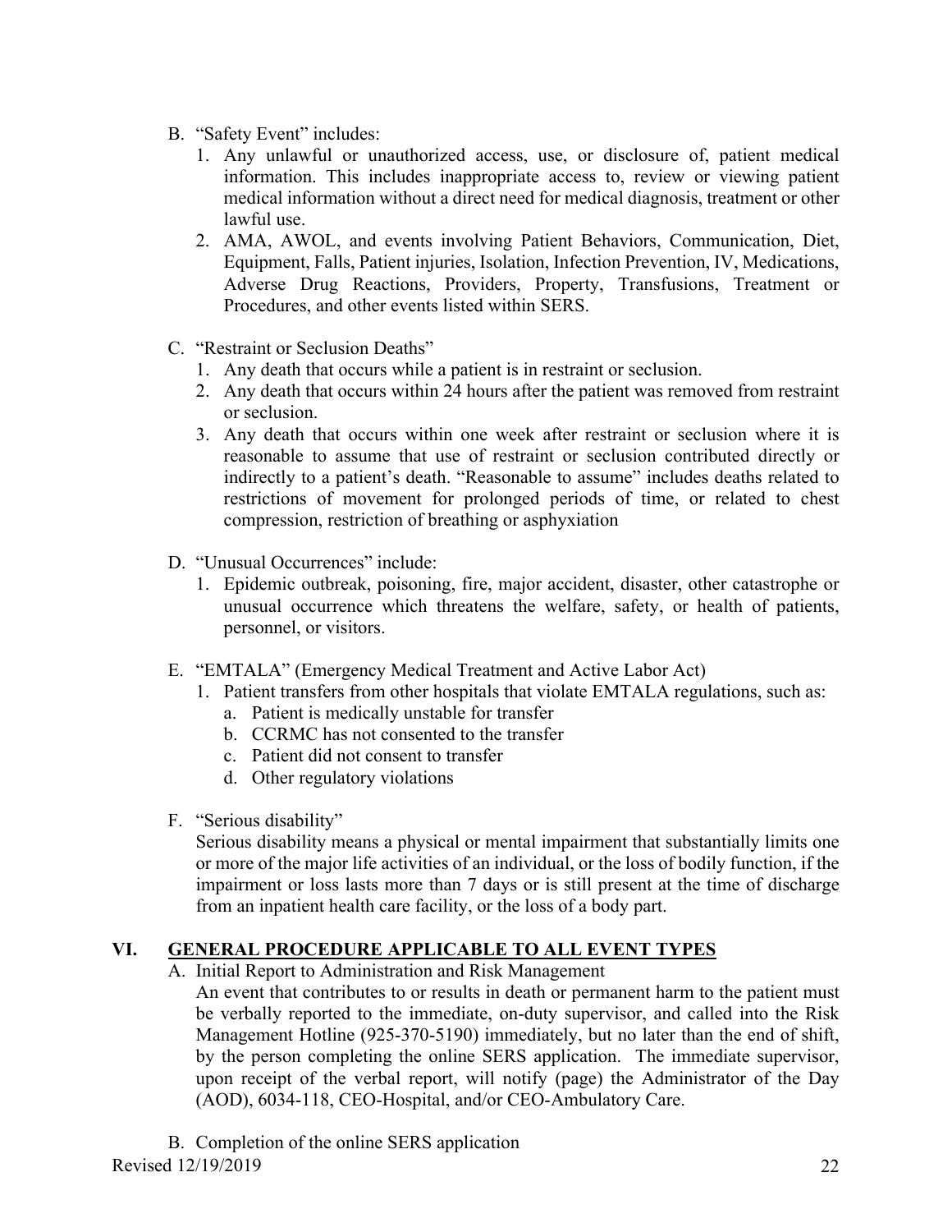B. "Safety Event" includes:
   1. Any unlawful or unauthorized access, use, or disclosure of, patient medical information. This includes inappropriate access to, review or viewing patient medical information without a direct need for medical diagnosis, treatment or other lawful use.
   2. AMA, AWOL, and events involving Patient Behaviors, Communication, Diet, Equipment, Falls, Patient injuries, Isolation, Infection Prevention, IV, Medications, Adverse Drug Reactions, Providers, Property, Transfusions, Treatment or Procedures, and other events listed within SERS.

C. "Restraint or Seclusion Deaths"
   1. Any death that occurs while a patient is in restraint or seclusion.
   2. Any death that occurs within 24 hours after the patient was removed from restraint or seclusion.
   3. Any death that occurs within one week after restraint or seclusion where it is reasonable to assume that use of restraint or seclusion contributed directly or indirectly to a patient's death. "Reasonable to assume" includes deaths related to restrictions of movement for prolonged periods of time, or related to chest compression, restriction of breathing or asphyxiation

D. "Unusual Occurrences" include:
   1. Epidemic outbreak, poisoning, fire, major accident, disaster, other catastrophe or unusual occurrence which threatens the welfare, safety, or health of patients, personnel, or visitors.

E. "EMTALA" (Emergency Medical Treatment and Active Labor Act)
   1. Patient transfers from other hospitals that violate EMTALA regulations, such as:
      a. Patient is medically unstable for transfer
      b. CCRMC has not consented to the transfer
      c. Patient did not consent to transfer
      d. Other regulatory violations

F. "Serious disability"

   Serious disability means a physical or mental impairment that substantially limits one or more of the major life activities of an individual, or the loss of bodily function, if the impairment or loss lasts more than 7 days or is still present at the time of discharge from an inpatient health care facility, or the loss of a body part.

## VI. GENERAL PROCEDURE APPLICABLE TO ALL EVENT TYPES

A. Initial Report to Administration and Risk Management

   An event that contributes to or results in death or permanent harm to the patient must be verbally reported to the immediate, on-duty supervisor, and called into the Risk Management Hotline (925-370-5190) immediately, but no later than the end of shift, by the person completing the online SERS application. The immediate supervisor, upon receipt of the verbal report, will notify (page) the Administrator of the Day (AOD), 6034-118, CEO-Hospital, and/or CEO-Ambulatory Care.

B. Completion of the online SERS application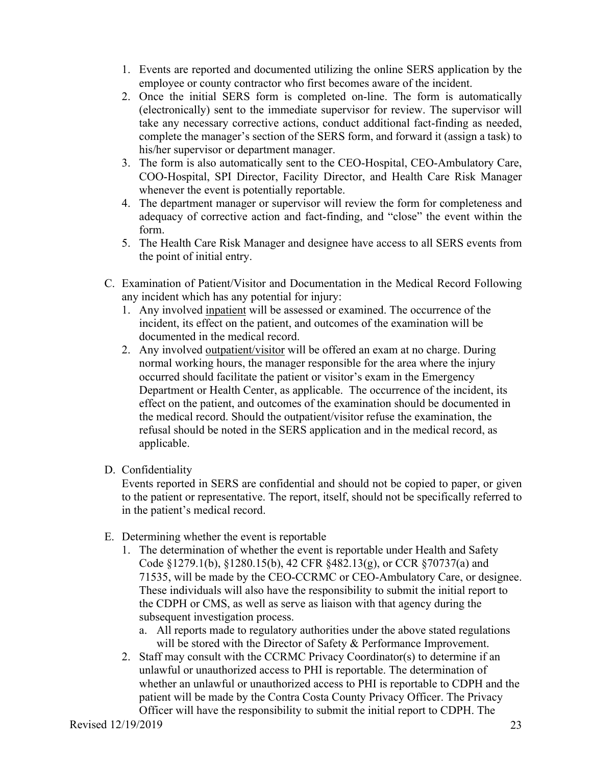1. Events are reported and documented utilizing the online SERS application by the employee or county contractor who first becomes aware of the incident.
2. Once the initial SERS form is completed on-line. The form is automatically (electronically) sent to the immediate supervisor for review. The supervisor will take any necessary corrective actions, conduct additional fact-finding as needed, complete the manager's section of the SERS form, and forward it (assign a task) to his/her supervisor or department manager.
3. The form is also automatically sent to the CEO-Hospital, CEO-Ambulatory Care, COO-Hospital, SPI Director, Facility Director, and Health Care Risk Manager whenever the event is potentially reportable.
4. The department manager or supervisor will review the form for completeness and adequacy of corrective action and fact-finding, and "close" the event within the form.
5. The Health Care Risk Manager and designee have access to all SERS events from the point of initial entry.

C. Examination of Patient/Visitor and Documentation in the Medical Record Following any incident which has any potential for injury:

1. Any involved <u>inpatient</u> will be assessed or examined. The occurrence of the incident, its effect on the patient, and outcomes of the examination will be documented in the medical record.
2. Any involved <u>outpatient/visitor</u> will be offered an exam at no charge. During normal working hours, the manager responsible for the area where the injury occurred should facilitate the patient or visitor's exam in the Emergency Department or Health Center, as applicable. The occurrence of the incident, its effect on the patient, and outcomes of the examination should be documented in the medical record. Should the outpatient/visitor refuse the examination, the refusal should be noted in the SERS application and in the medical record, as applicable.

D. Confidentiality

Events reported in SERS are confidential and should not be copied to paper, or given to the patient or representative. The report, itself, should not be specifically referred to in the patient's medical record.

E. Determining whether the event is reportable

1. The determination of whether the event is reportable under Health and Safety Code §1279.1(b), §1280.15(b), 42 CFR §482.13(g), or CCR §70737(a) and 71535, will be made by the CEO-CCRMC or CEO-Ambulatory Care, or designee. These individuals will also have the responsibility to submit the initial report to the CDPH or CMS, as well as serve as liaison with that agency during the subsequent investigation process.
   a. All reports made to regulatory authorities under the above stated regulations will be stored with the Director of Safety & Performance Improvement.
2. Staff may consult with the CCRMC Privacy Coordinator(s) to determine if an unlawful or unauthorized access to PHI is reportable. The determination of whether an unlawful or unauthorized access to PHI is reportable to CDPH and the patient will be made by the Contra Costa County Privacy Officer. The Privacy Officer will have the responsibility to submit the initial report to CDPH. The

Revised 12/19/2019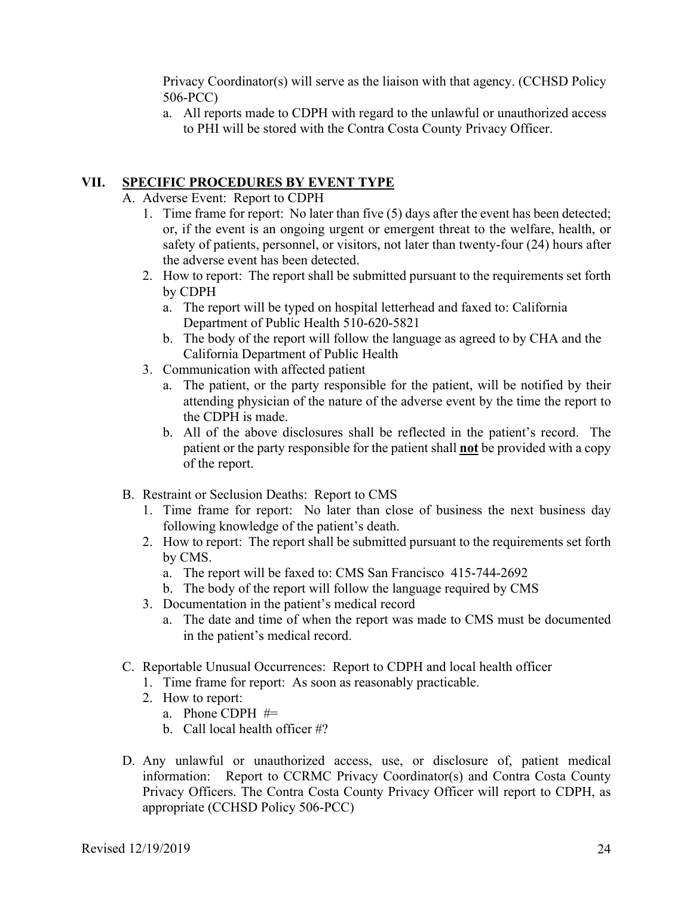Privacy Coordinator(s) will serve as the liaison with that agency. (CCHSD Policy 506-PCC)

a. All reports made to CDPH with regard to the unlawful or unauthorized access to PHI will be stored with the Contra Costa County Privacy Officer.

## VII. SPECIFIC PROCEDURES BY EVENT TYPE

A. Adverse Event: Report to CDPH

1. Time frame for report: No later than five (5) days after the event has been detected; or, if the event is an ongoing urgent or emergent threat to the welfare, health, or safety of patients, personnel, or visitors, not later than twenty-four (24) hours after the adverse event has been detected.
2. How to report: The report shall be submitted pursuant to the requirements set forth by CDPH
   a. The report will be typed on hospital letterhead and faxed to: California Department of Public Health 510-620-5821
   b. The body of the report will follow the language as agreed to by CHA and the California Department of Public Health
3. Communication with affected patient
   a. The patient, or the party responsible for the patient, will be notified by their attending physician of the nature of the adverse event by the time the report to the CDPH is made.
   b. All of the above disclosures shall be reflected in the patient's record. The patient or the party responsible for the patient shall **not** be provided with a copy of the report.

B. Restraint or Seclusion Deaths: Report to CMS

1. Time frame for report: No later than close of business the next business day following knowledge of the patient's death.
2. How to report: The report shall be submitted pursuant to the requirements set forth by CMS.
   a. The report will be faxed to: CMS San Francisco 415-744-2692
   b. The body of the report will follow the language required by CMS
3. Documentation in the patient's medical record
   a. The date and time of when the report was made to CMS must be documented in the patient's medical record.

C. Reportable Unusual Occurrences: Report to CDPH and local health officer

1. Time frame for report: As soon as reasonably practicable.
2. How to report:
   a. Phone CDPH #=
   b. Call local health officer #?

D. Any unlawful or unauthorized access, use, or disclosure of, patient medical information: Report to CCRMC Privacy Coordinator(s) and Contra Costa County Privacy Officers. The Contra Costa County Privacy Officer will report to CDPH, as appropriate (CCHSD Policy 506-PCC)

Revised 12/19/2019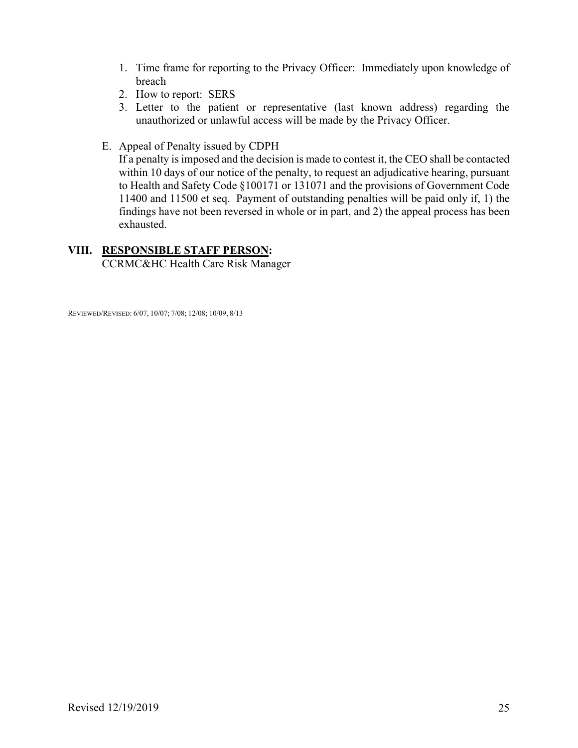1. Time frame for reporting to the Privacy Officer: Immediately upon knowledge of breach
2. How to report: SERS
3. Letter to the patient or representative (last known address) regarding the unauthorized or unlawful access will be made by the Privacy Officer.

E. Appeal of Penalty issued by CDPH

If a penalty is imposed and the decision is made to contest it, the CEO shall be contacted within 10 days of our notice of the penalty, to request an adjudicative hearing, pursuant to Health and Safety Code §100171 or 131071 and the provisions of Government Code 11400 and 11500 et seq. Payment of outstanding penalties will be paid only if, 1) the findings have not been reversed in whole or in part, and 2) the appeal process has been exhausted.

## VIII. RESPONSIBLE STAFF PERSON:

CCRMC&HC Health Care Risk Manager

REVIEWED/REVISED: 6/07, 10/07; 7/08; 12/08; 10/09, 8/13

Revised 12/19/2019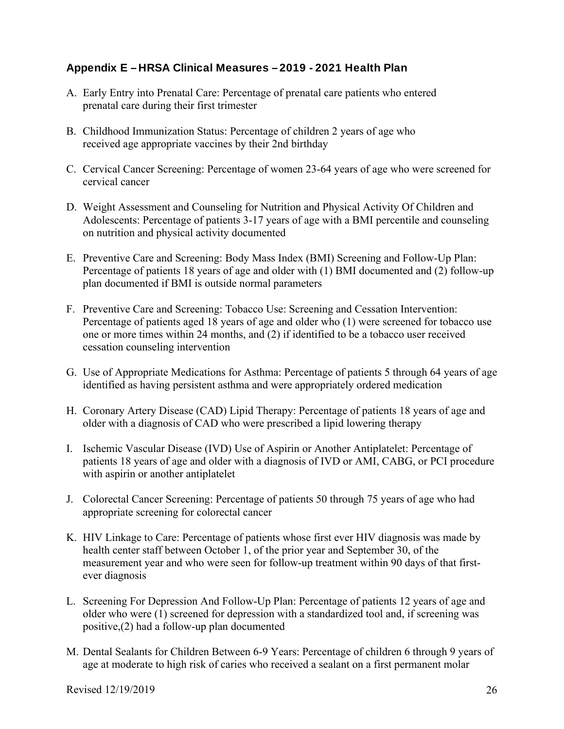## Appendix E – HRSA Clinical Measures – 2019 - 2021 Health Plan

A. Early Entry into Prenatal Care: Percentage of prenatal care patients who entered prenatal care during their first trimester

B. Childhood Immunization Status: Percentage of children 2 years of age who received age appropriate vaccines by their 2nd birthday

C. Cervical Cancer Screening: Percentage of women 23-64 years of age who were screened for cervical cancer

D. Weight Assessment and Counseling for Nutrition and Physical Activity Of Children and Adolescents: Percentage of patients 3-17 years of age with a BMI percentile and counseling on nutrition and physical activity documented

E. Preventive Care and Screening: Body Mass Index (BMI) Screening and Follow-Up Plan: Percentage of patients 18 years of age and older with (1) BMI documented and (2) follow-up plan documented if BMI is outside normal parameters

F. Preventive Care and Screening: Tobacco Use: Screening and Cessation Intervention: Percentage of patients aged 18 years of age and older who (1) were screened for tobacco use one or more times within 24 months, and (2) if identified to be a tobacco user received cessation counseling intervention

G. Use of Appropriate Medications for Asthma: Percentage of patients 5 through 64 years of age identified as having persistent asthma and were appropriately ordered medication

H. Coronary Artery Disease (CAD) Lipid Therapy: Percentage of patients 18 years of age and older with a diagnosis of CAD who were prescribed a lipid lowering therapy

I. Ischemic Vascular Disease (IVD) Use of Aspirin or Another Antiplatelet: Percentage of patients 18 years of age and older with a diagnosis of IVD or AMI, CABG, or PCI procedure with aspirin or another antiplatelet

J. Colorectal Cancer Screening: Percentage of patients 50 through 75 years of age who had appropriate screening for colorectal cancer

K. HIV Linkage to Care: Percentage of patients whose first ever HIV diagnosis was made by health center staff between October 1, of the prior year and September 30, of the measurement year and who were seen for follow-up treatment within 90 days of that first-ever diagnosis

L. Screening For Depression And Follow-Up Plan: Percentage of patients 12 years of age and older who were (1) screened for depression with a standardized tool and, if screening was positive,(2) had a follow-up plan documented

M. Dental Sealants for Children Between 6-9 Years: Percentage of children 6 through 9 years of age at moderate to high risk of caries who received a sealant on a first permanent molar

Revised 12/19/2019